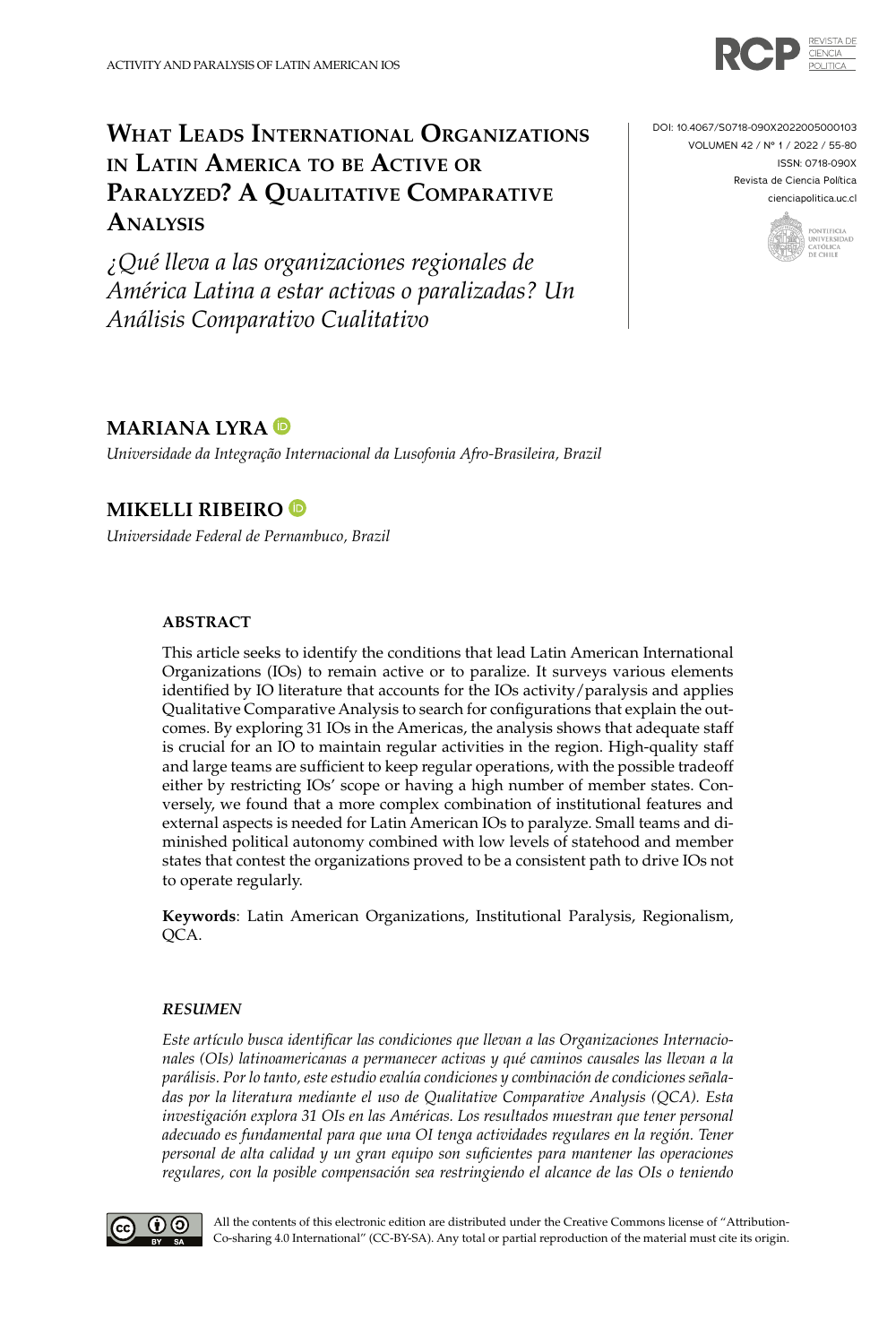# What Leads International Organizations in Latin America to be Active or Paralyzed? A Qualitative Comparative Analysis

*¿Qué lleva a las organizaciones regionales de América Latina a estar activas o paralizadas? Un Análisis Comparativo Cualitativo*

DOI: 10.4067/S0718-090X2022005000103
VOLUMEN 42 / Nº 1 / 2022 / 55-80
ISSN: 0718-090X
Revista de Ciencia Política
cienciapolitica.uc.cl

## MARIANA LYRA

*Universidade da Integração Internacional da Lusofonia Afro-Brasileira, Brazil*

## MIKELLI RIBEIRO

*Universidade Federal de Pernambuco, Brazil*

### ABSTRACT

This article seeks to identify the conditions that lead Latin American International Organizations (IOs) to remain active or to paralize. It surveys various elements identified by IO literature that accounts for the IOs activity/paralysis and applies Qualitative Comparative Analysis to search for configurations that explain the outcomes. By exploring 31 IOs in the Americas, the analysis shows that adequate staff is crucial for an IO to maintain regular activities in the region. High-quality staff and large teams are sufficient to keep regular operations, with the possible tradeoff either by restricting IOs' scope or having a high number of member states. Conversely, we found that a more complex combination of institutional features and external aspects is needed for Latin American IOs to paralyze. Small teams and diminished political autonomy combined with low levels of statehood and member states that contest the organizations proved to be a consistent path to drive IOs not to operate regularly.

**Keywords**: Latin American Organizations, Institutional Paralysis, Regionalism, QCA.

### *RESUMEN*

*Este artículo busca identificar las condiciones que llevan a las Organizaciones Internacionales (OIs) latinoamericanas a permanecer activas y qué caminos causales las llevan a la parálisis. Por lo tanto, este estudio evalúa condiciones y combinación de condiciones señaladas por la literatura mediante el uso de Qualitative Comparative Analysis (QCA). Esta investigación explora 31 OIs en las Américas. Los resultados muestran que tener personal adecuado es fundamental para que una OI tenga actividades regulares en la región. Tener personal de alta calidad y un gran equipo son suficientes para mantener las operaciones regulares, con la posible compensación sea restringiendo el alcance de las OIs o teniendo*

All the contents of this electronic edition are distributed under the Creative Commons license of "Attribution-Co-sharing 4.0 International" (CC-BY-SA). Any total or partial reproduction of the material must cite its origin.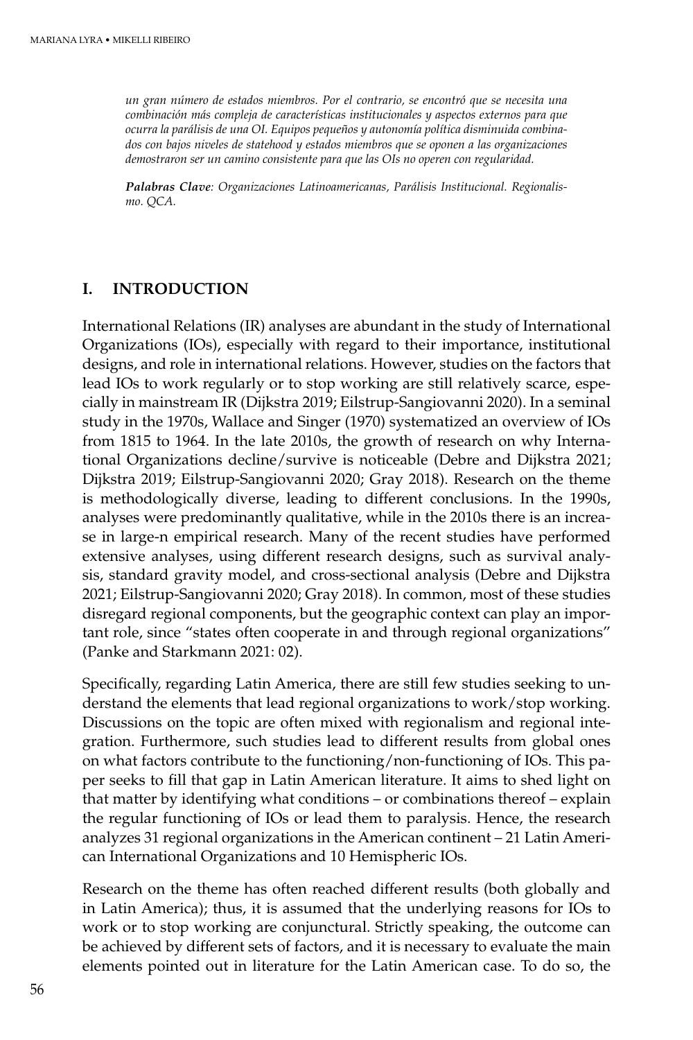*un gran número de estados miembros. Por el contrario, se encontró que se necesita una combinación más compleja de características institucionales y aspectos externos para que ocurra la parálisis de una OI. Equipos pequeños y autonomía política disminuida combinados con bajos niveles de statehood y estados miembros que se oponen a las organizaciones demostraron ser un camino consistente para que las OIs no operen con regularidad.*

***Palabras Clave**: Organizaciones Latinoamericanas, Parálisis Institucional. Regionalismo. QCA.*

## I. INTRODUCTION

International Relations (IR) analyses are abundant in the study of International Organizations (IOs), especially with regard to their importance, institutional designs, and role in international relations. However, studies on the factors that lead IOs to work regularly or to stop working are still relatively scarce, especially in mainstream IR (Dijkstra 2019; Eilstrup-Sangiovanni 2020). In a seminal study in the 1970s, Wallace and Singer (1970) systematized an overview of IOs from 1815 to 1964. In the late 2010s, the growth of research on why International Organizations decline/survive is noticeable (Debre and Dijkstra 2021; Dijkstra 2019; Eilstrup-Sangiovanni 2020; Gray 2018). Research on the theme is methodologically diverse, leading to different conclusions. In the 1990s, analyses were predominantly qualitative, while in the 2010s there is an increase in large-n empirical research. Many of the recent studies have performed extensive analyses, using different research designs, such as survival analysis, standard gravity model, and cross-sectional analysis (Debre and Dijkstra 2021; Eilstrup-Sangiovanni 2020; Gray 2018). In common, most of these studies disregard regional components, but the geographic context can play an important role, since "states often cooperate in and through regional organizations" (Panke and Starkmann 2021: 02).

Specifically, regarding Latin America, there are still few studies seeking to understand the elements that lead regional organizations to work/stop working. Discussions on the topic are often mixed with regionalism and regional integration. Furthermore, such studies lead to different results from global ones on what factors contribute to the functioning/non-functioning of IOs. This paper seeks to fill that gap in Latin American literature. It aims to shed light on that matter by identifying what conditions – or combinations thereof – explain the regular functioning of IOs or lead them to paralysis. Hence, the research analyzes 31 regional organizations in the American continent – 21 Latin American International Organizations and 10 Hemispheric IOs.

Research on the theme has often reached different results (both globally and in Latin America); thus, it is assumed that the underlying reasons for IOs to work or to stop working are conjunctural. Strictly speaking, the outcome can be achieved by different sets of factors, and it is necessary to evaluate the main elements pointed out in literature for the Latin American case. To do so, the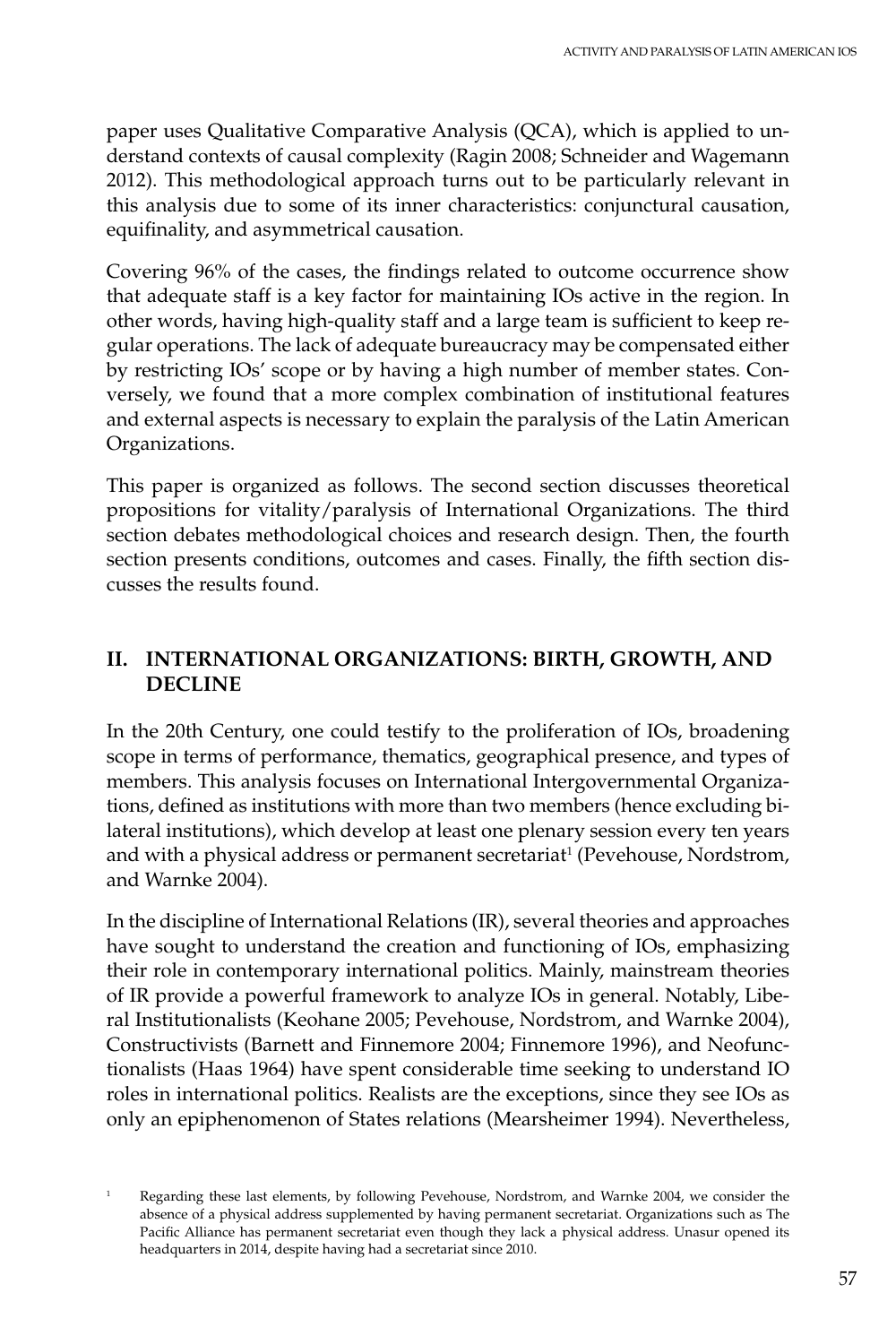paper uses Qualitative Comparative Analysis (QCA), which is applied to understand contexts of causal complexity (Ragin 2008; Schneider and Wagemann 2012). This methodological approach turns out to be particularly relevant in this analysis due to some of its inner characteristics: conjunctural causation, equifinality, and asymmetrical causation.

Covering 96% of the cases, the findings related to outcome occurrence show that adequate staff is a key factor for maintaining IOs active in the region. In other words, having high-quality staff and a large team is sufficient to keep regular operations. The lack of adequate bureaucracy may be compensated either by restricting IOs' scope or by having a high number of member states. Conversely, we found that a more complex combination of institutional features and external aspects is necessary to explain the paralysis of the Latin American Organizations.

This paper is organized as follows. The second section discusses theoretical propositions for vitality/paralysis of International Organizations. The third section debates methodological choices and research design. Then, the fourth section presents conditions, outcomes and cases. Finally, the fifth section discusses the results found.

## II. INTERNATIONAL ORGANIZATIONS: BIRTH, GROWTH, AND DECLINE

In the 20th Century, one could testify to the proliferation of IOs, broadening scope in terms of performance, thematics, geographical presence, and types of members. This analysis focuses on International Intergovernmental Organizations, defined as institutions with more than two members (hence excluding bilateral institutions), which develop at least one plenary session every ten years and with a physical address or permanent secretariat[1] (Pevehouse, Nordstrom, and Warnke 2004).

In the discipline of International Relations (IR), several theories and approaches have sought to understand the creation and functioning of IOs, emphasizing their role in contemporary international politics. Mainly, mainstream theories of IR provide a powerful framework to analyze IOs in general. Notably, Liberal Institutionalists (Keohane 2005; Pevehouse, Nordstrom, and Warnke 2004), Constructivists (Barnett and Finnemore 2004; Finnemore 1996), and Neofunctionalists (Haas 1964) have spent considerable time seeking to understand IO roles in international politics. Realists are the exceptions, since they see IOs as only an epiphenomenon of States relations (Mearsheimer 1994). Nevertheless,

[1] Regarding these last elements, by following Pevehouse, Nordstrom, and Warnke 2004, we consider the absence of a physical address supplemented by having permanent secretariat. Organizations such as The Pacific Alliance has permanent secretariat even though they lack a physical address. Unasur opened its headquarters in 2014, despite having had a secretariat since 2010.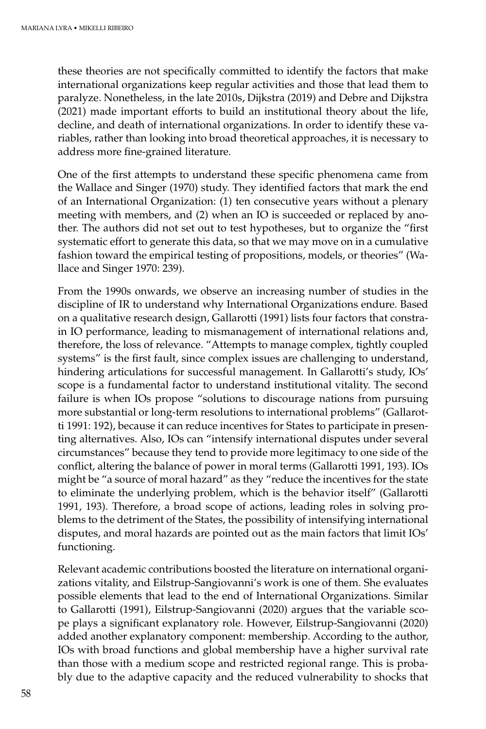these theories are not specifically committed to identify the factors that make international organizations keep regular activities and those that lead them to paralyze. Nonetheless, in the late 2010s, Dijkstra (2019) and Debre and Dijkstra (2021) made important efforts to build an institutional theory about the life, decline, and death of international organizations. In order to identify these variables, rather than looking into broad theoretical approaches, it is necessary to address more fine-grained literature.

One of the first attempts to understand these specific phenomena came from the Wallace and Singer (1970) study. They identified factors that mark the end of an International Organization: (1) ten consecutive years without a plenary meeting with members, and (2) when an IO is succeeded or replaced by another. The authors did not set out to test hypotheses, but to organize the "first systematic effort to generate this data, so that we may move on in a cumulative fashion toward the empirical testing of propositions, models, or theories" (Wallace and Singer 1970: 239).

From the 1990s onwards, we observe an increasing number of studies in the discipline of IR to understand why International Organizations endure. Based on a qualitative research design, Gallarotti (1991) lists four factors that constrain IO performance, leading to mismanagement of international relations and, therefore, the loss of relevance. "Attempts to manage complex, tightly coupled systems" is the first fault, since complex issues are challenging to understand, hindering articulations for successful management. In Gallarotti's study, IOs' scope is a fundamental factor to understand institutional vitality. The second failure is when IOs propose "solutions to discourage nations from pursuing more substantial or long-term resolutions to international problems" (Gallarotti 1991: 192), because it can reduce incentives for States to participate in presenting alternatives. Also, IOs can "intensify international disputes under several circumstances" because they tend to provide more legitimacy to one side of the conflict, altering the balance of power in moral terms (Gallarotti 1991, 193). IOs might be "a source of moral hazard" as they "reduce the incentives for the state to eliminate the underlying problem, which is the behavior itself" (Gallarotti 1991, 193). Therefore, a broad scope of actions, leading roles in solving problems to the detriment of the States, the possibility of intensifying international disputes, and moral hazards are pointed out as the main factors that limit IOs' functioning.

Relevant academic contributions boosted the literature on international organizations vitality, and Eilstrup-Sangiovanni's work is one of them. She evaluates possible elements that lead to the end of International Organizations. Similar to Gallarotti (1991), Eilstrup-Sangiovanni (2020) argues that the variable scope plays a significant explanatory role. However, Eilstrup-Sangiovanni (2020) added another explanatory component: membership. According to the author, IOs with broad functions and global membership have a higher survival rate than those with a medium scope and restricted regional range. This is probably due to the adaptive capacity and the reduced vulnerability to shocks that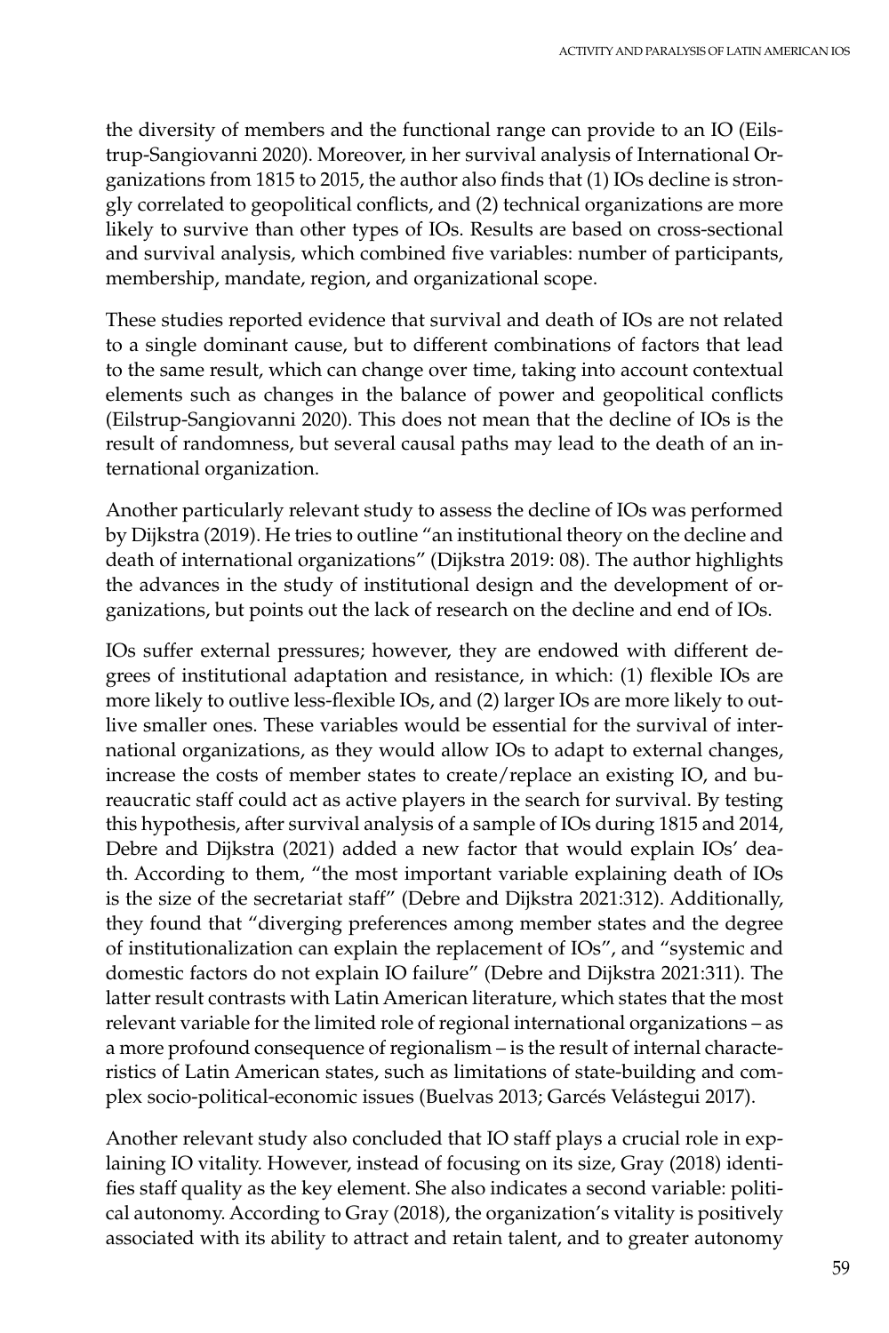the diversity of members and the functional range can provide to an IO (Eilstrup-Sangiovanni 2020). Moreover, in her survival analysis of International Organizations from 1815 to 2015, the author also finds that (1) IOs decline is strongly correlated to geopolitical conflicts, and (2) technical organizations are more likely to survive than other types of IOs. Results are based on cross-sectional and survival analysis, which combined five variables: number of participants, membership, mandate, region, and organizational scope.

These studies reported evidence that survival and death of IOs are not related to a single dominant cause, but to different combinations of factors that lead to the same result, which can change over time, taking into account contextual elements such as changes in the balance of power and geopolitical conflicts (Eilstrup-Sangiovanni 2020). This does not mean that the decline of IOs is the result of randomness, but several causal paths may lead to the death of an international organization.

Another particularly relevant study to assess the decline of IOs was performed by Dijkstra (2019). He tries to outline "an institutional theory on the decline and death of international organizations" (Dijkstra 2019: 08). The author highlights the advances in the study of institutional design and the development of organizations, but points out the lack of research on the decline and end of IOs.

IOs suffer external pressures; however, they are endowed with different degrees of institutional adaptation and resistance, in which: (1) flexible IOs are more likely to outlive less-flexible IOs, and (2) larger IOs are more likely to outlive smaller ones. These variables would be essential for the survival of international organizations, as they would allow IOs to adapt to external changes, increase the costs of member states to create/replace an existing IO, and bureaucratic staff could act as active players in the search for survival. By testing this hypothesis, after survival analysis of a sample of IOs during 1815 and 2014, Debre and Dijkstra (2021) added a new factor that would explain IOs' death. According to them, "the most important variable explaining death of IOs is the size of the secretariat staff" (Debre and Dijkstra 2021:312). Additionally, they found that "diverging preferences among member states and the degree of institutionalization can explain the replacement of IOs", and "systemic and domestic factors do not explain IO failure" (Debre and Dijkstra 2021:311). The latter result contrasts with Latin American literature, which states that the most relevant variable for the limited role of regional international organizations – as a more profound consequence of regionalism – is the result of internal characteristics of Latin American states, such as limitations of state-building and complex socio-political-economic issues (Buelvas 2013; Garcés Velástegui 2017).

Another relevant study also concluded that IO staff plays a crucial role in explaining IO vitality. However, instead of focusing on its size, Gray (2018) identifies staff quality as the key element. She also indicates a second variable: political autonomy. According to Gray (2018), the organization's vitality is positively associated with its ability to attract and retain talent, and to greater autonomy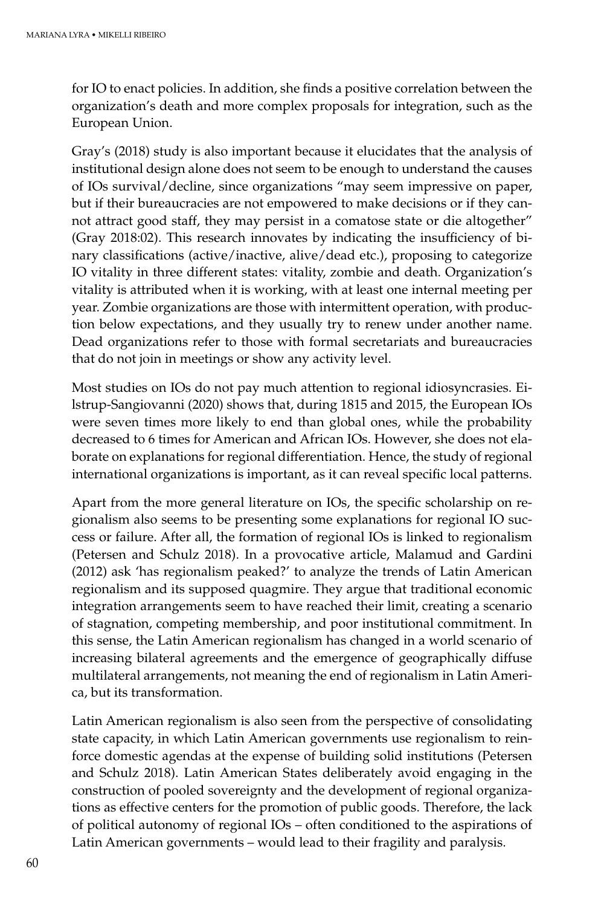for IO to enact policies. In addition, she finds a positive correlation between the organization's death and more complex proposals for integration, such as the European Union.

Gray's (2018) study is also important because it elucidates that the analysis of institutional design alone does not seem to be enough to understand the causes of IOs survival/decline, since organizations "may seem impressive on paper, but if their bureaucracies are not empowered to make decisions or if they cannot attract good staff, they may persist in a comatose state or die altogether" (Gray 2018:02). This research innovates by indicating the insufficiency of binary classifications (active/inactive, alive/dead etc.), proposing to categorize IO vitality in three different states: vitality, zombie and death. Organization's vitality is attributed when it is working, with at least one internal meeting per year. Zombie organizations are those with intermittent operation, with production below expectations, and they usually try to renew under another name. Dead organizations refer to those with formal secretariats and bureaucracies that do not join in meetings or show any activity level.

Most studies on IOs do not pay much attention to regional idiosyncrasies. Eilstrup-Sangiovanni (2020) shows that, during 1815 and 2015, the European IOs were seven times more likely to end than global ones, while the probability decreased to 6 times for American and African IOs. However, she does not elaborate on explanations for regional differentiation. Hence, the study of regional international organizations is important, as it can reveal specific local patterns.

Apart from the more general literature on IOs, the specific scholarship on regionalism also seems to be presenting some explanations for regional IO success or failure. After all, the formation of regional IOs is linked to regionalism (Petersen and Schulz 2018). In a provocative article, Malamud and Gardini (2012) ask 'has regionalism peaked?' to analyze the trends of Latin American regionalism and its supposed quagmire. They argue that traditional economic integration arrangements seem to have reached their limit, creating a scenario of stagnation, competing membership, and poor institutional commitment. In this sense, the Latin American regionalism has changed in a world scenario of increasing bilateral agreements and the emergence of geographically diffuse multilateral arrangements, not meaning the end of regionalism in Latin America, but its transformation.

Latin American regionalism is also seen from the perspective of consolidating state capacity, in which Latin American governments use regionalism to reinforce domestic agendas at the expense of building solid institutions (Petersen and Schulz 2018). Latin American States deliberately avoid engaging in the construction of pooled sovereignty and the development of regional organizations as effective centers for the promotion of public goods. Therefore, the lack of political autonomy of regional IOs – often conditioned to the aspirations of Latin American governments – would lead to their fragility and paralysis.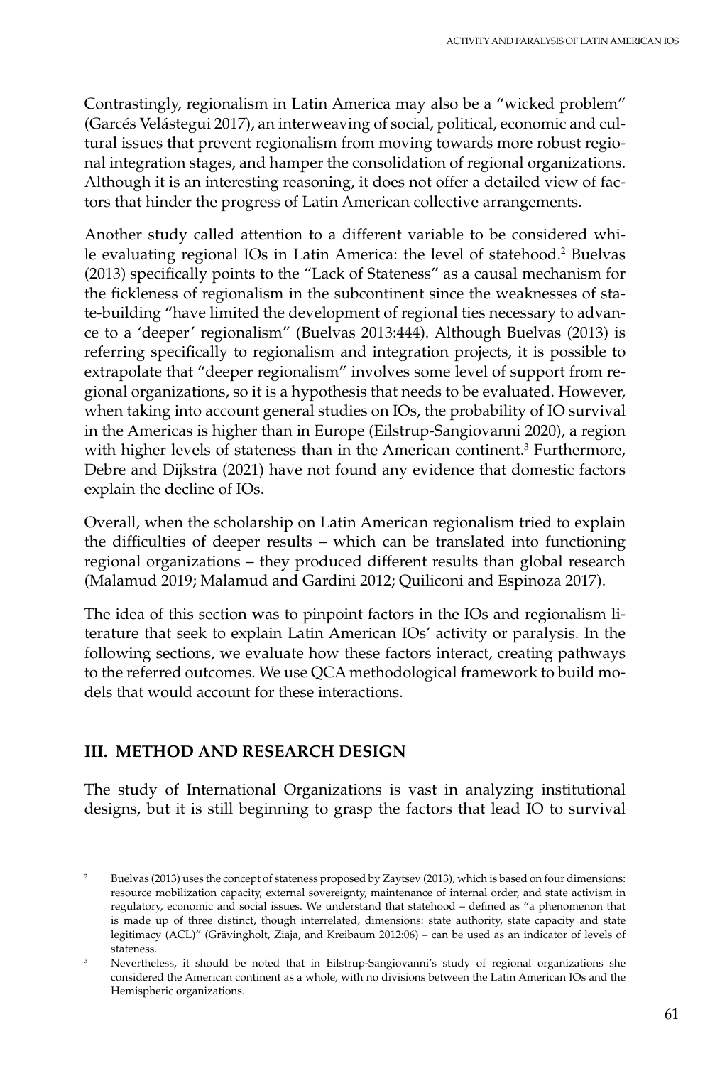Contrastingly, regionalism in Latin America may also be a “wicked problem” (Garcés Velástegui 2017), an interweaving of social, political, economic and cultural issues that prevent regionalism from moving towards more robust regional integration stages, and hamper the consolidation of regional organizations. Although it is an interesting reasoning, it does not offer a detailed view of factors that hinder the progress of Latin American collective arrangements.

Another study called attention to a different variable to be considered while evaluating regional IOs in Latin America: the level of statehood.[2] Buelvas (2013) specifically points to the “Lack of Stateness” as a causal mechanism for the fickleness of regionalism in the subcontinent since the weaknesses of state-building “have limited the development of regional ties necessary to advance to a ‘deeper’ regionalism” (Buelvas 2013:444). Although Buelvas (2013) is referring specifically to regionalism and integration projects, it is possible to extrapolate that “deeper regionalism” involves some level of support from regional organizations, so it is a hypothesis that needs to be evaluated. However, when taking into account general studies on IOs, the probability of IO survival in the Americas is higher than in Europe (Eilstrup-Sangiovanni 2020), a region with higher levels of stateness than in the American continent.[3] Furthermore, Debre and Dijkstra (2021) have not found any evidence that domestic factors explain the decline of IOs.

Overall, when the scholarship on Latin American regionalism tried to explain the difficulties of deeper results – which can be translated into functioning regional organizations – they produced different results than global research (Malamud 2019; Malamud and Gardini 2012; Quiliconi and Espinoza 2017).

The idea of this section was to pinpoint factors in the IOs and regionalism literature that seek to explain Latin American IOs’ activity or paralysis. In the following sections, we evaluate how these factors interact, creating pathways to the referred outcomes. We use QCA methodological framework to build models that would account for these interactions.

## III. METHOD AND RESEARCH DESIGN

The study of International Organizations is vast in analyzing institutional designs, but it is still beginning to grasp the factors that lead IO to survival

---

[2] Buelvas (2013) uses the concept of stateness proposed by Zaytsev (2013), which is based on four dimensions: resource mobilization capacity, external sovereignty, maintenance of internal order, and state activism in regulatory, economic and social issues. We understand that statehood – defined as “a phenomenon that is made up of three distinct, though interrelated, dimensions: state authority, state capacity and state legitimacy (ACL)” (Grävingholt, Ziaja, and Kreibaum 2012:06) – can be used as an indicator of levels of stateness.

[3] Nevertheless, it should be noted that in Eilstrup-Sangiovanni’s study of regional organizations she considered the American continent as a whole, with no divisions between the Latin American IOs and the Hemispheric organizations.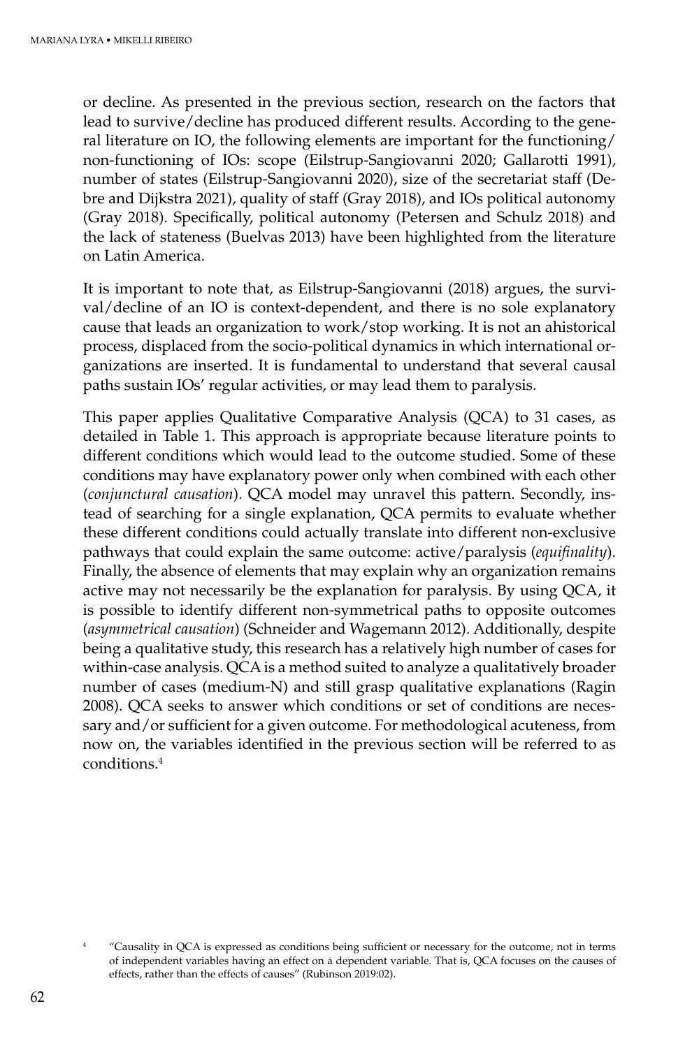or decline. As presented in the previous section, research on the factors that lead to survive/decline has produced different results. According to the general literature on IO, the following elements are important for the functioning/non-functioning of IOs: scope (Eilstrup-Sangiovanni 2020; Gallarotti 1991), number of states (Eilstrup-Sangiovanni 2020), size of the secretariat staff (Debre and Dijkstra 2021), quality of staff (Gray 2018), and IOs political autonomy (Gray 2018). Specifically, political autonomy (Petersen and Schulz 2018) and the lack of stateness (Buelvas 2013) have been highlighted from the literature on Latin America.

It is important to note that, as Eilstrup-Sangiovanni (2018) argues, the survival/decline of an IO is context-dependent, and there is no sole explanatory cause that leads an organization to work/stop working. It is not an ahistorical process, displaced from the socio-political dynamics in which international organizations are inserted. It is fundamental to understand that several causal paths sustain IOs' regular activities, or may lead them to paralysis.

This paper applies Qualitative Comparative Analysis (QCA) to 31 cases, as detailed in Table 1. This approach is appropriate because literature points to different conditions which would lead to the outcome studied. Some of these conditions may have explanatory power only when combined with each other (*conjunctural causation*). QCA model may unravel this pattern. Secondly, instead of searching for a single explanation, QCA permits to evaluate whether these different conditions could actually translate into different non-exclusive pathways that could explain the same outcome: active/paralysis (*equifinality*). Finally, the absence of elements that may explain why an organization remains active may not necessarily be the explanation for paralysis. By using QCA, it is possible to identify different non-symmetrical paths to opposite outcomes (*asymmetrical causation*) (Schneider and Wagemann 2012). Additionally, despite being a qualitative study, this research has a relatively high number of cases for within-case analysis. QCA is a method suited to analyze a qualitatively broader number of cases (medium-N) and still grasp qualitative explanations (Ragin 2008). QCA seeks to answer which conditions or set of conditions are necessary and/or sufficient for a given outcome. For methodological acuteness, from now on, the variables identified in the previous section will be referred to as conditions.[4]

[4] "Causality in QCA is expressed as conditions being sufficient or necessary for the outcome, not in terms of independent variables having an effect on a dependent variable. That is, QCA focuses on the causes of effects, rather than the effects of causes" (Rubinson 2019:02).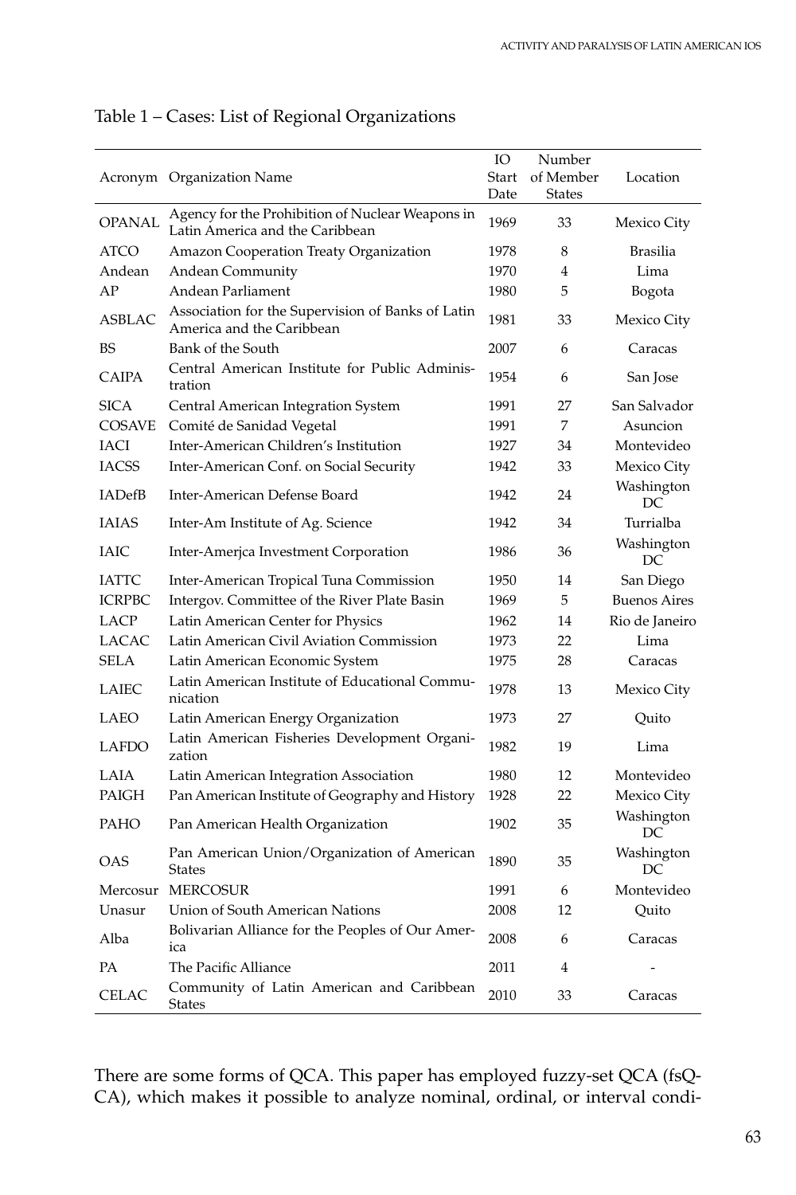Table 1 – Cases: List of Regional Organizations

| Acronym | Organization Name | IO Start Date | Number of Member States | Location |
|---|---|---|---|---|
| OPANAL | Agency for the Prohibition of Nuclear Weapons in Latin America and the Caribbean | 1969 | 33 | Mexico City |
| ATCO | Amazon Cooperation Treaty Organization | 1978 | 8 | Brasilia |
| Andean | Andean Community | 1970 | 4 | Lima |
| AP | Andean Parliament | 1980 | 5 | Bogota |
| ASBLAC | Association for the Supervision of Banks of Latin America and the Caribbean | 1981 | 33 | Mexico City |
| BS | Bank of the South | 2007 | 6 | Caracas |
| CAIPA | Central American Institute for Public Administration | 1954 | 6 | San Jose |
| SICA | Central American Integration System | 1991 | 27 | San Salvador |
| COSAVE | Comité de Sanidad Vegetal | 1991 | 7 | Asuncion |
| IACI | Inter-American Children's Institution | 1927 | 34 | Montevideo |
| IACSS | Inter-American Conf. on Social Security | 1942 | 33 | Mexico City |
| IADefB | Inter-American Defense Board | 1942 | 24 | Washington DC |
| IAIAS | Inter-Am Institute of Ag. Science | 1942 | 34 | Turrialba |
| IAIC | Inter-Amerjca Investment Corporation | 1986 | 36 | Washington DC |
| IATTC | Inter-American Tropical Tuna Commission | 1950 | 14 | San Diego |
| ICRPBC | Intergov. Committee of the River Plate Basin | 1969 | 5 | Buenos Aires |
| LACP | Latin American Center for Physics | 1962 | 14 | Rio de Janeiro |
| LACAC | Latin American Civil Aviation Commission | 1973 | 22 | Lima |
| SELA | Latin American Economic System | 1975 | 28 | Caracas |
| LAIEC | Latin American Institute of Educational Communication | 1978 | 13 | Mexico City |
| LAEO | Latin American Energy Organization | 1973 | 27 | Quito |
| LAFDO | Latin American Fisheries Development Organization | 1982 | 19 | Lima |
| LAIA | Latin American Integration Association | 1980 | 12 | Montevideo |
| PAIGH | Pan American Institute of Geography and History | 1928 | 22 | Mexico City |
| PAHO | Pan American Health Organization | 1902 | 35 | Washington DC |
| OAS | Pan American Union/Organization of American States | 1890 | 35 | Washington DC |
| Mercosur | MERCOSUR | 1991 | 6 | Montevideo |
| Unasur | Union of South American Nations | 2008 | 12 | Quito |
| Alba | Bolivarian Alliance for the Peoples of Our America | 2008 | 6 | Caracas |
| PA | The Pacific Alliance | 2011 | 4 | - |
| CELAC | Community of Latin American and Caribbean States | 2010 | 33 | Caracas |

There are some forms of QCA. This paper has employed fuzzy-set QCA (fsQCA), which makes it possible to analyze nominal, ordinal, or interval condi-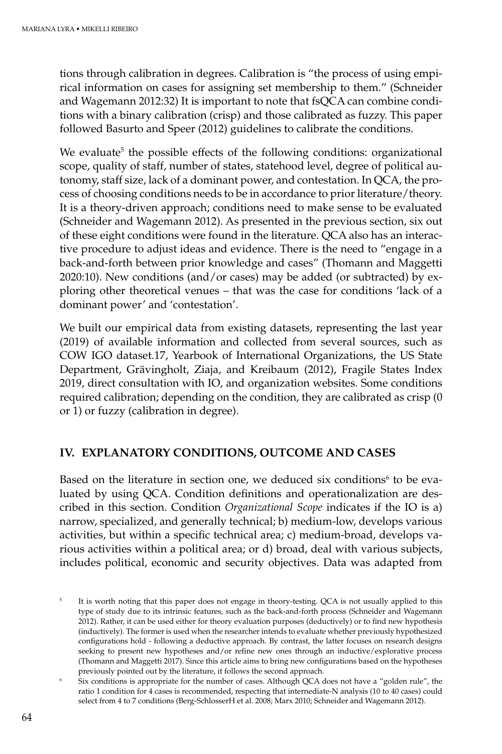tions through calibration in degrees. Calibration is "the process of using empirical information on cases for assigning set membership to them." (Schneider and Wagemann 2012:32) It is important to note that fsQCA can combine conditions with a binary calibration (crisp) and those calibrated as fuzzy. This paper followed Basurto and Speer (2012) guidelines to calibrate the conditions.

We evaluate[5] the possible effects of the following conditions: organizational scope, quality of staff, number of states, statehood level, degree of political autonomy, staff size, lack of a dominant power, and contestation. In QCA, the process of choosing conditions needs to be in accordance to prior literature/theory. It is a theory-driven approach; conditions need to make sense to be evaluated (Schneider and Wagemann 2012). As presented in the previous section, six out of these eight conditions were found in the literature. QCA also has an interactive procedure to adjust ideas and evidence. There is the need to "engage in a back-and-forth between prior knowledge and cases" (Thomann and Maggetti 2020:10). New conditions (and/or cases) may be added (or subtracted) by exploring other theoretical venues – that was the case for conditions 'lack of a dominant power' and 'contestation'.

We built our empirical data from existing datasets, representing the last year (2019) of available information and collected from several sources, such as COW IGO dataset.17, Yearbook of International Organizations, the US State Department, Grävingholt, Ziaja, and Kreibaum (2012), Fragile States Index 2019, direct consultation with IO, and organization websites. Some conditions required calibration; depending on the condition, they are calibrated as crisp (0 or 1) or fuzzy (calibration in degree).

## IV. EXPLANATORY CONDITIONS, OUTCOME AND CASES

Based on the literature in section one, we deduced six conditions[6] to be evaluated by using QCA. Condition definitions and operationalization are described in this section. Condition *Organizational Scope* indicates if the IO is a) narrow, specialized, and generally technical; b) medium-low, develops various activities, but within a specific technical area; c) medium-broad, develops various activities within a political area; or d) broad, deal with various subjects, includes political, economic and security objectives. Data was adapted from

[5] It is worth noting that this paper does not engage in theory-testing. QCA is not usually applied to this type of study due to its intrinsic features, such as the back-and-forth process (Schneider and Wagemann 2012). Rather, it can be used either for theory evaluation purposes (deductively) or to find new hypothesis (inductively). The former is used when the researcher intends to evaluate whether previously hypothesized configurations hold - following a deductive approach. By contrast, the latter focuses on research designs seeking to present new hypotheses and/or refine new ones through an inductive/explorative process (Thomann and Maggetti 2017). Since this article aims to bring new configurations based on the hypotheses previously pointed out by the literature, it follows the second approach.

[6] Six conditions is appropriate for the number of cases. Although QCA does not have a "golden rule", the ratio 1 condition for 4 cases is recommended, respecting that intermediate-N analysis (10 to 40 cases) could select from 4 to 7 conditions (Berg-SchlosserH et al. 2008; Marx 2010; Schneider and Wagemann 2012).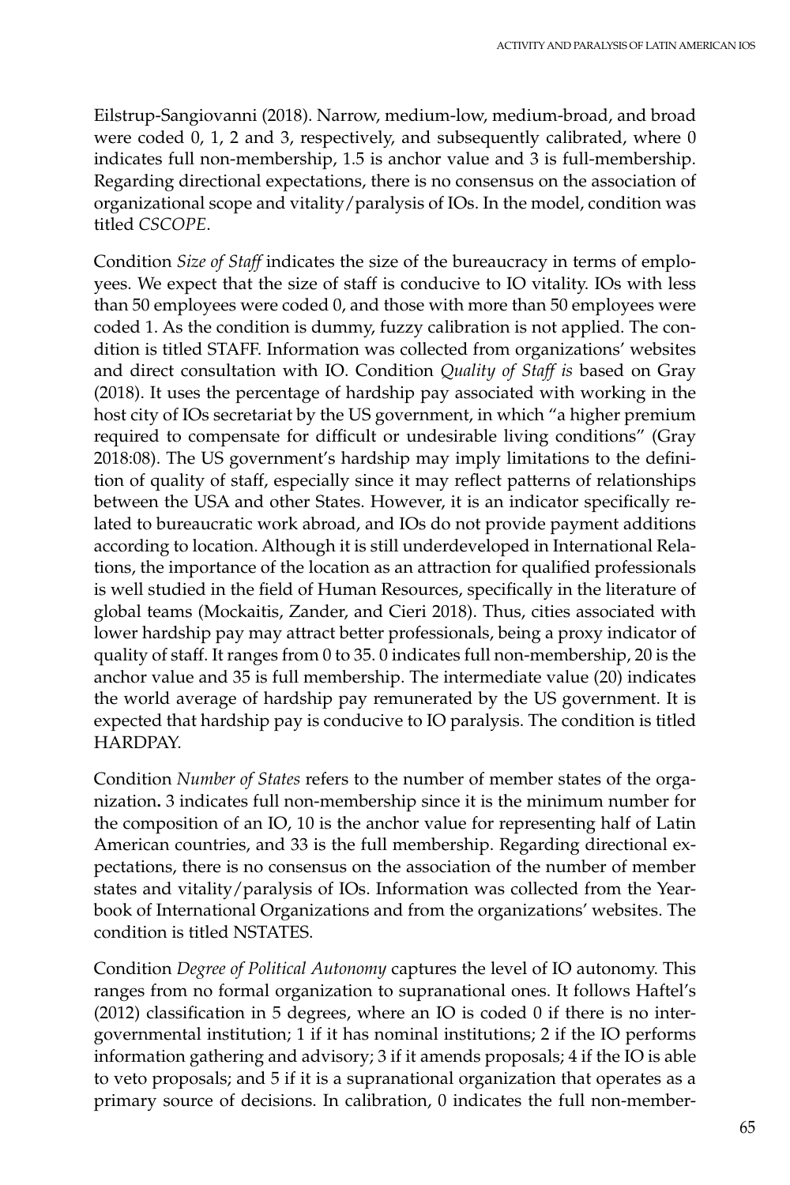Eilstrup-Sangiovanni (2018). Narrow, medium-low, medium-broad, and broad were coded 0, 1, 2 and 3, respectively, and subsequently calibrated, where 0 indicates full non-membership, 1.5 is anchor value and 3 is full-membership. Regarding directional expectations, there is no consensus on the association of organizational scope and vitality/paralysis of IOs. In the model, condition was titled *CSCOPE*.

Condition *Size of Staff* indicates the size of the bureaucracy in terms of employees. We expect that the size of staff is conducive to IO vitality. IOs with less than 50 employees were coded 0, and those with more than 50 employees were coded 1. As the condition is dummy, fuzzy calibration is not applied. The condition is titled STAFF. Information was collected from organizations' websites and direct consultation with IO. Condition *Quality of Staff is* based on Gray (2018). It uses the percentage of hardship pay associated with working in the host city of IOs secretariat by the US government, in which "a higher premium required to compensate for difficult or undesirable living conditions" (Gray 2018:08). The US government's hardship may imply limitations to the definition of quality of staff, especially since it may reflect patterns of relationships between the USA and other States. However, it is an indicator specifically related to bureaucratic work abroad, and IOs do not provide payment additions according to location. Although it is still underdeveloped in International Relations, the importance of the location as an attraction for qualified professionals is well studied in the field of Human Resources, specifically in the literature of global teams (Mockaitis, Zander, and Cieri 2018). Thus, cities associated with lower hardship pay may attract better professionals, being a proxy indicator of quality of staff. It ranges from 0 to 35. 0 indicates full non-membership, 20 is the anchor value and 35 is full membership. The intermediate value (20) indicates the world average of hardship pay remunerated by the US government. It is expected that hardship pay is conducive to IO paralysis. The condition is titled HARDPAY.

Condition *Number of States* refers to the number of member states of the organization**.** 3 indicates full non-membership since it is the minimum number for the composition of an IO, 10 is the anchor value for representing half of Latin American countries, and 33 is the full membership. Regarding directional expectations, there is no consensus on the association of the number of member states and vitality/paralysis of IOs. Information was collected from the Yearbook of International Organizations and from the organizations' websites. The condition is titled NSTATES.

Condition *Degree of Political Autonomy* captures the level of IO autonomy. This ranges from no formal organization to supranational ones. It follows Haftel's (2012) classification in 5 degrees, where an IO is coded 0 if there is no intergovernmental institution; 1 if it has nominal institutions; 2 if the IO performs information gathering and advisory; 3 if it amends proposals; 4 if the IO is able to veto proposals; and 5 if it is a supranational organization that operates as a primary source of decisions. In calibration, 0 indicates the full non-member-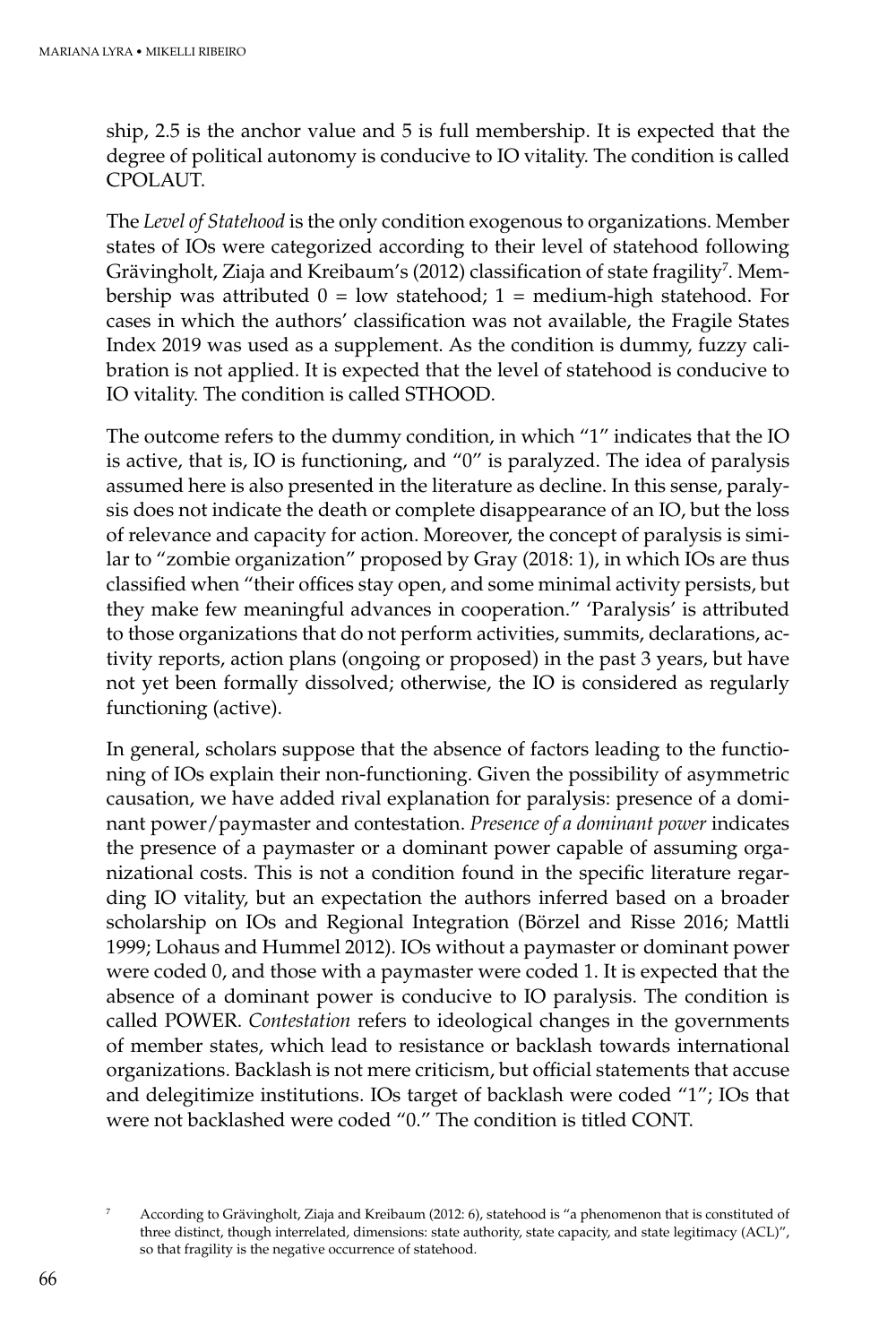ship, 2.5 is the anchor value and 5 is full membership. It is expected that the degree of political autonomy is conducive to IO vitality. The condition is called CPOLAUT.

The *Level of Statehood* is the only condition exogenous to organizations. Member states of IOs were categorized according to their level of statehood following Grävingholt, Ziaja and Kreibaum's (2012) classification of state fragility[7]. Membership was attributed 0 = low statehood; 1 = medium-high statehood. For cases in which the authors' classification was not available, the Fragile States Index 2019 was used as a supplement. As the condition is dummy, fuzzy calibration is not applied. It is expected that the level of statehood is conducive to IO vitality. The condition is called STHOOD.

The outcome refers to the dummy condition, in which "1" indicates that the IO is active, that is, IO is functioning, and "0" is paralyzed. The idea of paralysis assumed here is also presented in the literature as decline. In this sense, paralysis does not indicate the death or complete disappearance of an IO, but the loss of relevance and capacity for action. Moreover, the concept of paralysis is similar to "zombie organization" proposed by Gray (2018: 1), in which IOs are thus classified when "their offices stay open, and some minimal activity persists, but they make few meaningful advances in cooperation." 'Paralysis' is attributed to those organizations that do not perform activities, summits, declarations, activity reports, action plans (ongoing or proposed) in the past 3 years, but have not yet been formally dissolved; otherwise, the IO is considered as regularly functioning (active).

In general, scholars suppose that the absence of factors leading to the functioning of IOs explain their non-functioning. Given the possibility of asymmetric causation, we have added rival explanation for paralysis: presence of a dominant power/paymaster and contestation. *Presence of a dominant power* indicates the presence of a paymaster or a dominant power capable of assuming organizational costs. This is not a condition found in the specific literature regarding IO vitality, but an expectation the authors inferred based on a broader scholarship on IOs and Regional Integration (Börzel and Risse 2016; Mattli 1999; Lohaus and Hummel 2012). IOs without a paymaster or dominant power were coded 0, and those with a paymaster were coded 1. It is expected that the absence of a dominant power is conducive to IO paralysis. The condition is called POWER. *Contestation* refers to ideological changes in the governments of member states, which lead to resistance or backlash towards international organizations. Backlash is not mere criticism, but official statements that accuse and delegitimize institutions. IOs target of backlash were coded "1"; IOs that were not backlashed were coded "0." The condition is titled CONT.

[7] According to Grävingholt, Ziaja and Kreibaum (2012: 6), statehood is "a phenomenon that is constituted of three distinct, though interrelated, dimensions: state authority, state capacity, and state legitimacy (ACL)", so that fragility is the negative occurrence of statehood.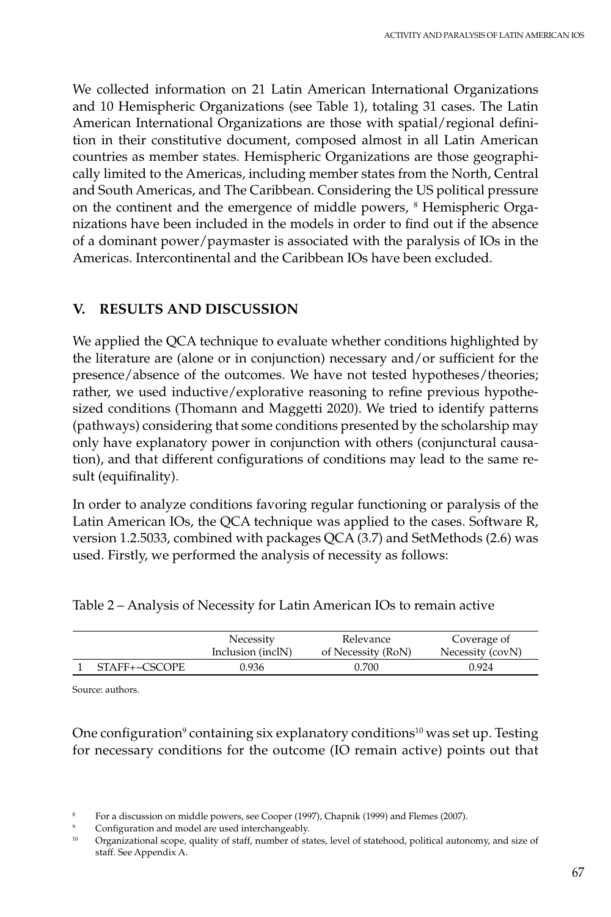We collected information on 21 Latin American International Organizations and 10 Hemispheric Organizations (see Table 1), totaling 31 cases. The Latin American International Organizations are those with spatial/regional definition in their constitutive document, composed almost in all Latin American countries as member states. Hemispheric Organizations are those geographically limited to the Americas, including member states from the North, Central and South Americas, and The Caribbean. Considering the US political pressure on the continent and the emergence of middle powers, [8] Hemispheric Organizations have been included in the models in order to find out if the absence of a dominant power/paymaster is associated with the paralysis of IOs in the Americas. Intercontinental and the Caribbean IOs have been excluded.

## V. RESULTS AND DISCUSSION

We applied the QCA technique to evaluate whether conditions highlighted by the literature are (alone or in conjunction) necessary and/or sufficient for the presence/absence of the outcomes. We have not tested hypotheses/theories; rather, we used inductive/explorative reasoning to refine previous hypothesized conditions (Thomann and Maggetti 2020). We tried to identify patterns (pathways) considering that some conditions presented by the scholarship may only have explanatory power in conjunction with others (conjunctural causation), and that different configurations of conditions may lead to the same result (equifinality).

In order to analyze conditions favoring regular functioning or paralysis of the Latin American IOs, the QCA technique was applied to the cases. Software R, version 1.2.5033, combined with packages QCA (3.7) and SetMethods (2.6) was used. Firstly, we performed the analysis of necessity as follows:

Table 2 – Analysis of Necessity for Latin American IOs to remain active

| | | Necessity Inclusion (inclN) | Relevance of Necessity (RoN) | Coverage of Necessity (covN) |
|---|---|---|---|---|
| 1 | STAFF+~CSCOPE | 0.936 | 0.700 | 0.924 |

Source: authors.

One configuration[9] containing six explanatory conditions[10] was set up. Testing for necessary conditions for the outcome (IO remain active) points out that

[8] For a discussion on middle powers, see Cooper (1997), Chapnik (1999) and Flemes (2007).

[9] Configuration and model are used interchangeably.

[10] Organizational scope, quality of staff, number of states, level of statehood, political autonomy, and size of staff. See Appendix A.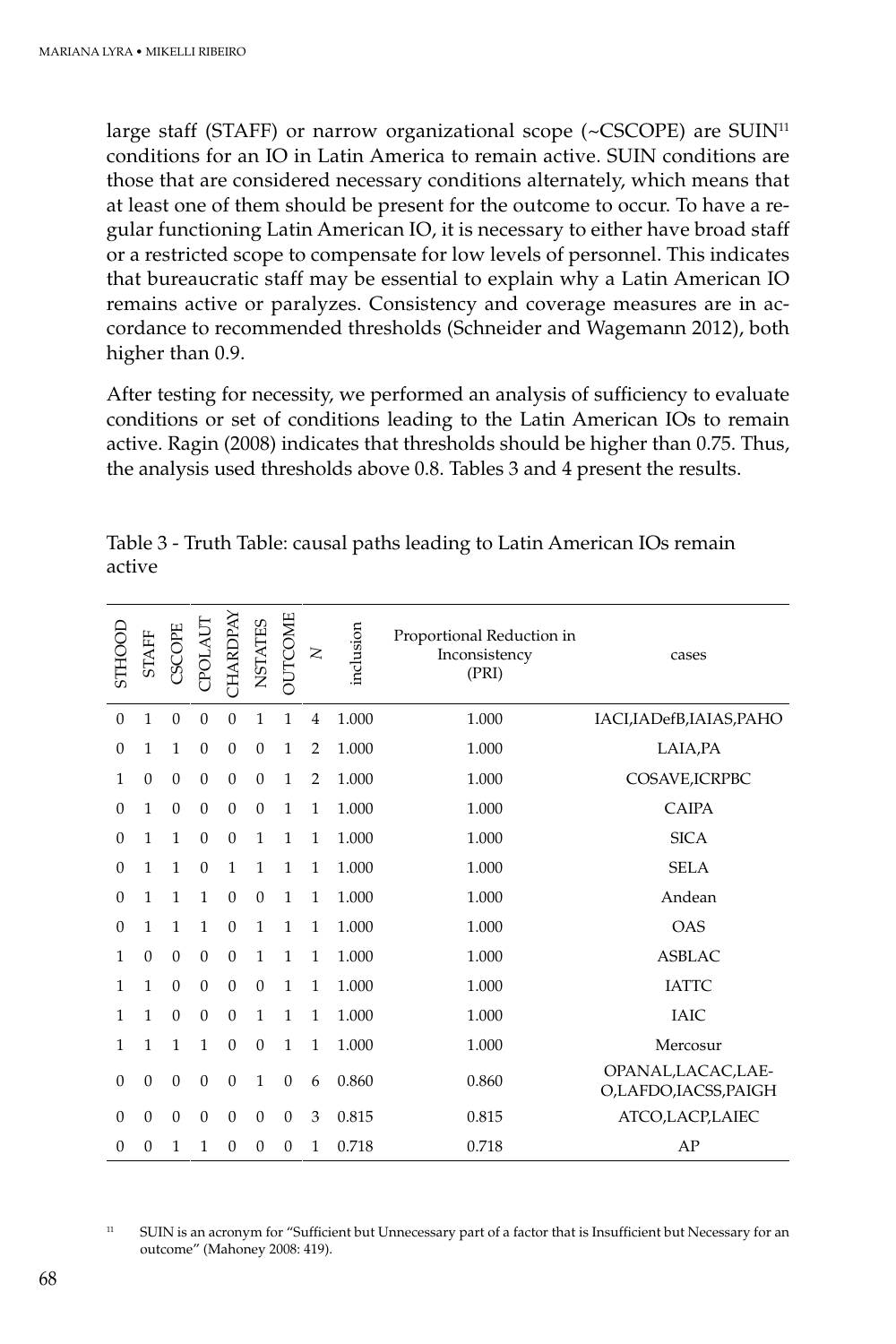large staff (STAFF) or narrow organizational scope (~CSCOPE) are SUIN[11] conditions for an IO in Latin America to remain active. SUIN conditions are those that are considered necessary conditions alternately, which means that at least one of them should be present for the outcome to occur. To have a regular functioning Latin American IO, it is necessary to either have broad staff or a restricted scope to compensate for low levels of personnel. This indicates that bureaucratic staff may be essential to explain why a Latin American IO remains active or paralyzes. Consistency and coverage measures are in accordance to recommended thresholds (Schneider and Wagemann 2012), both higher than 0.9.

After testing for necessity, we performed an analysis of sufficiency to evaluate conditions or set of conditions leading to the Latin American IOs to remain active. Ragin (2008) indicates that thresholds should be higher than 0.75. Thus, the analysis used thresholds above 0.8. Tables 3 and 4 present the results.

Table 3 - Truth Table: causal paths leading to Latin American IOs remain active

| STHOOD | STAFF | CSCOPE | CPOLAUT | CHARDPAY | NSTATES | OUTCOME | N | inclusion | Proportional Reduction in Inconsistency (PRI) | cases |
|---|---|---|---|---|---|---|---|---|---|---|
| 0 | 1 | 0 | 0 | 0 | 1 | 1 | 4 | 1.000 | 1.000 | IACI,IADefB,IAIAS,PAHO |
| 0 | 1 | 1 | 0 | 0 | 0 | 1 | 2 | 1.000 | 1.000 | LAIA,PA |
| 1 | 0 | 0 | 0 | 0 | 0 | 1 | 2 | 1.000 | 1.000 | COSAVE,ICRPBC |
| 0 | 1 | 0 | 0 | 0 | 0 | 1 | 1 | 1.000 | 1.000 | CAIPA |
| 0 | 1 | 1 | 0 | 0 | 1 | 1 | 1 | 1.000 | 1.000 | SICA |
| 0 | 1 | 1 | 0 | 1 | 1 | 1 | 1 | 1.000 | 1.000 | SELA |
| 0 | 1 | 1 | 1 | 0 | 0 | 1 | 1 | 1.000 | 1.000 | Andean |
| 0 | 1 | 1 | 1 | 0 | 1 | 1 | 1 | 1.000 | 1.000 | OAS |
| 1 | 0 | 0 | 0 | 0 | 1 | 1 | 1 | 1.000 | 1.000 | ASBLAC |
| 1 | 1 | 0 | 0 | 0 | 0 | 1 | 1 | 1.000 | 1.000 | IATTC |
| 1 | 1 | 0 | 0 | 0 | 1 | 1 | 1 | 1.000 | 1.000 | IAIC |
| 1 | 1 | 1 | 1 | 0 | 0 | 1 | 1 | 1.000 | 1.000 | Mercosur |
| 0 | 0 | 0 | 0 | 0 | 1 | 0 | 6 | 0.860 | 0.860 | OPANAL,LACAC,LAEO,LAFDO,IACSS,PAIGH |
| 0 | 0 | 0 | 0 | 0 | 0 | 0 | 3 | 0.815 | 0.815 | ATCO,LACP,LAIEC |
| 0 | 0 | 1 | 1 | 0 | 0 | 0 | 1 | 0.718 | 0.718 | AP |

[11] SUIN is an acronym for "Sufficient but Unnecessary part of a factor that is Insufficient but Necessary for an outcome" (Mahoney 2008: 419).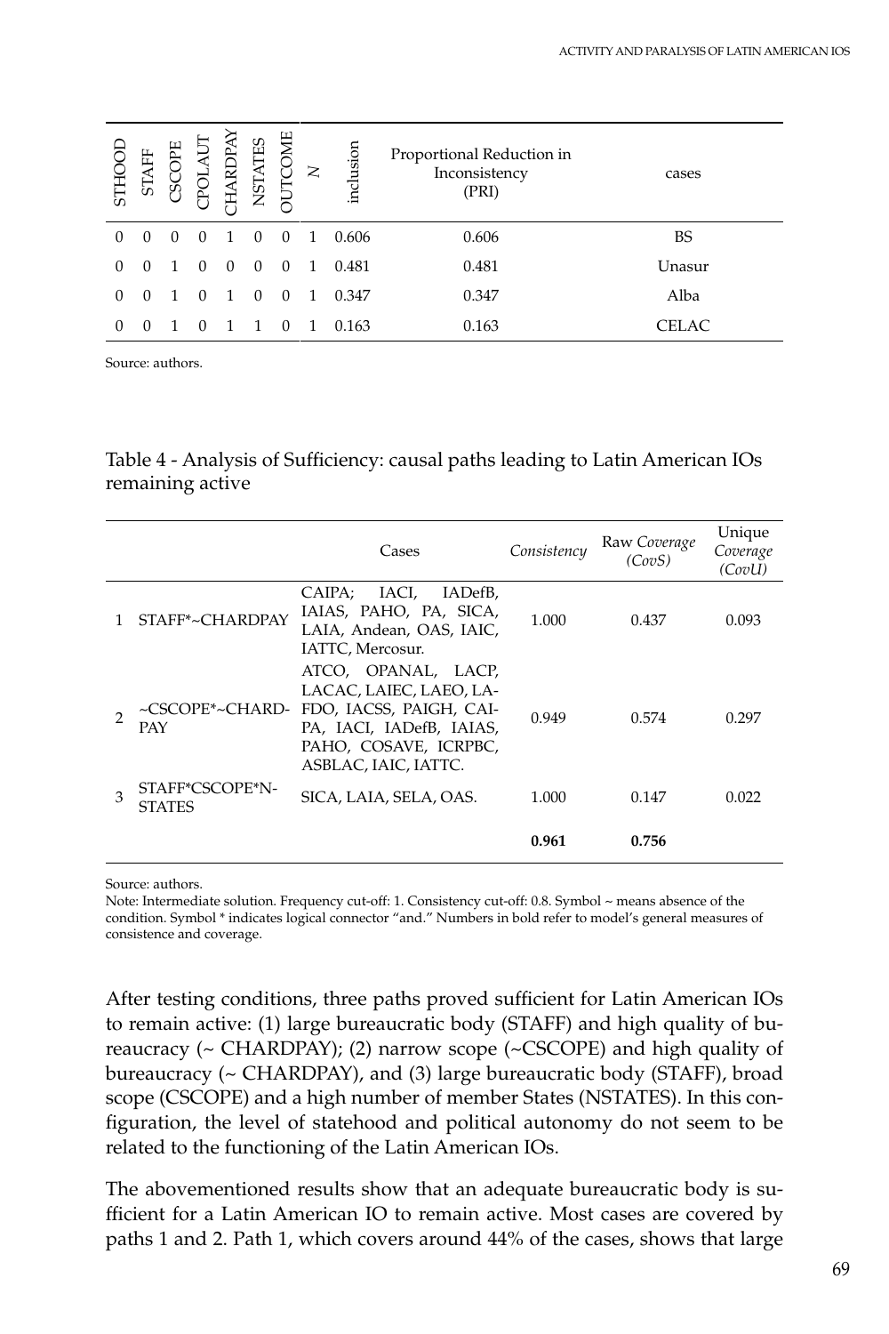| STHOOD | STAFF | CSCOPE | CPOLAUT | CHARDPAY | NSTATES | OUTCOME | N | inclusion | Proportional Reduction in Inconsistency (PRI) | cases |
|---|---|---|---|---|---|---|---|---|---|---|
| 0 | 0 | 0 | 0 | 1 | 0 | 0 | 1 | 0.606 | 0.606 | BS |
| 0 | 0 | 1 | 0 | 0 | 0 | 0 | 1 | 0.481 | 0.481 | Unasur |
| 0 | 0 | 1 | 0 | 1 | 0 | 0 | 1 | 0.347 | 0.347 | Alba |
| 0 | 0 | 1 | 0 | 1 | 1 | 0 | 1 | 0.163 | 0.163 | CELAC |

Source: authors.

Table 4 - Analysis of Sufficiency: causal paths leading to Latin American IOs remaining active

| | | Cases | *Consistency* | Raw *Coverage (CovS)* | Unique *Coverage (CovU)* |
|---|---|---|---|---|---|
| 1 | STAFF*~CHARDPAY | CAIPA; IACI, IADefB, IAIAS, PAHO, PA, SICA, LAIA, Andean, OAS, IAIC, IATTC, Mercosur. | 1.000 | 0.437 | 0.093 |
| 2 | ~CSCOPE*~CHARDPAY | ATCO, OPANAL, LACP, LACAC, LAIEC, LAEO, LAFDO, IACSS, PAIGH, CAIPA, IACI, IADefB, IAIAS, PAHO, COSAVE, ICRPBC, ASBLAC, IAIC, IATTC. | 0.949 | 0.574 | 0.297 |
| 3 | STAFF*CSCOPE*NSTATES | SICA, LAIA, SELA, OAS. | 1.000 | 0.147 | 0.022 |
| | | | **0.961** | **0.756** | |

Source: authors.

Note: Intermediate solution. Frequency cut-off: 1. Consistency cut-off: 0.8. Symbol ~ means absence of the condition. Symbol * indicates logical connector "and." Numbers in bold refer to model's general measures of consistence and coverage.

After testing conditions, three paths proved sufficient for Latin American IOs to remain active: (1) large bureaucratic body (STAFF) and high quality of bureaucracy (~ CHARDPAY); (2) narrow scope (~CSCOPE) and high quality of bureaucracy (~ CHARDPAY), and (3) large bureaucratic body (STAFF), broad scope (CSCOPE) and a high number of member States (NSTATES). In this configuration, the level of statehood and political autonomy do not seem to be related to the functioning of the Latin American IOs.

The abovementioned results show that an adequate bureaucratic body is sufficient for a Latin American IO to remain active. Most cases are covered by paths 1 and 2. Path 1, which covers around 44% of the cases, shows that large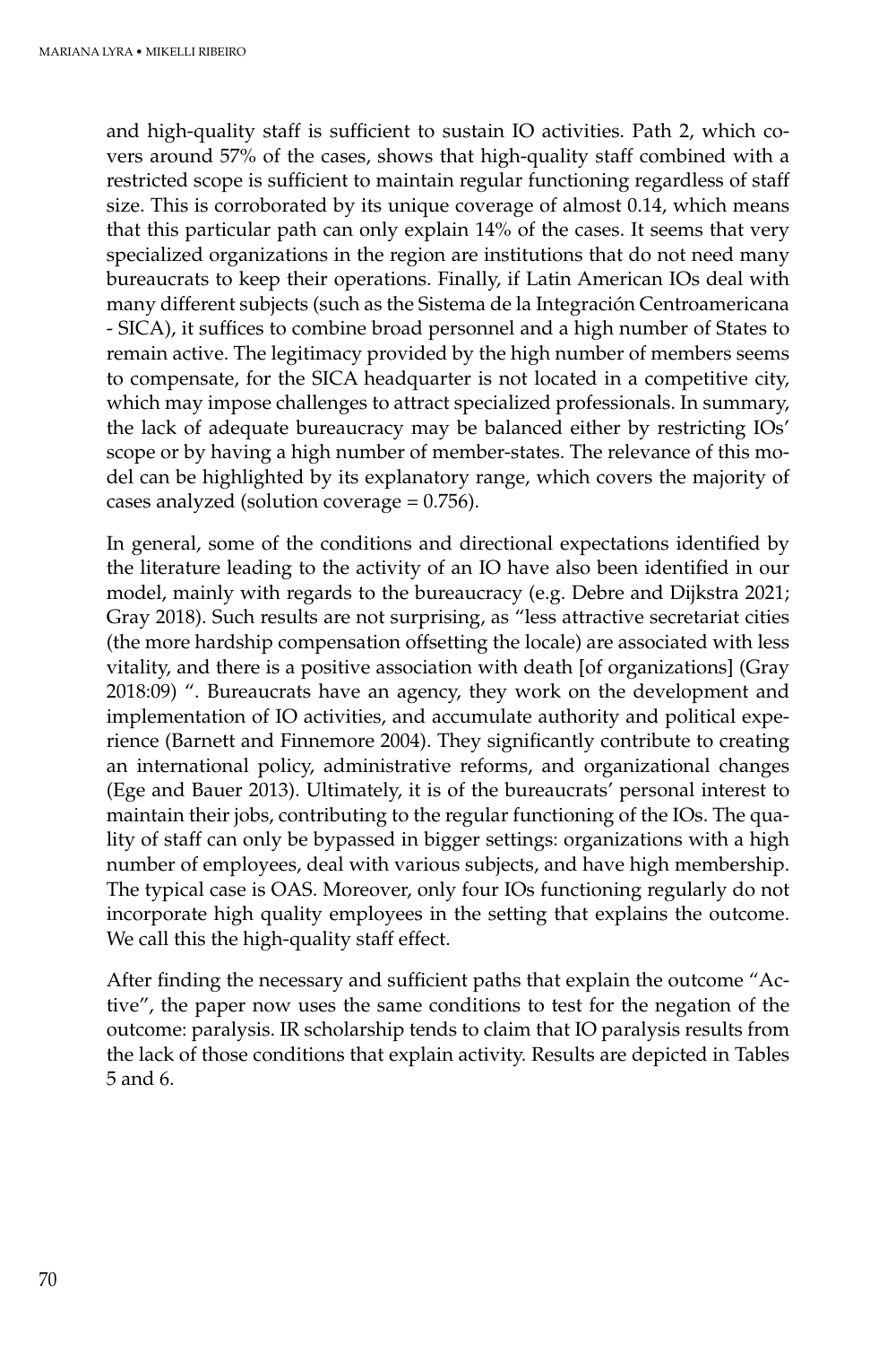and high-quality staff is sufficient to sustain IO activities. Path 2, which covers around 57% of the cases, shows that high-quality staff combined with a restricted scope is sufficient to maintain regular functioning regardless of staff size. This is corroborated by its unique coverage of almost 0.14, which means that this particular path can only explain 14% of the cases. It seems that very specialized organizations in the region are institutions that do not need many bureaucrats to keep their operations. Finally, if Latin American IOs deal with many different subjects (such as the Sistema de la Integración Centroamericana - SICA), it suffices to combine broad personnel and a high number of States to remain active. The legitimacy provided by the high number of members seems to compensate, for the SICA headquarter is not located in a competitive city, which may impose challenges to attract specialized professionals. In summary, the lack of adequate bureaucracy may be balanced either by restricting IOs' scope or by having a high number of member-states. The relevance of this model can be highlighted by its explanatory range, which covers the majority of cases analyzed (solution coverage = 0.756).

In general, some of the conditions and directional expectations identified by the literature leading to the activity of an IO have also been identified in our model, mainly with regards to the bureaucracy (e.g. Debre and Dijkstra 2021; Gray 2018). Such results are not surprising, as "less attractive secretariat cities (the more hardship compensation offsetting the locale) are associated with less vitality, and there is a positive association with death [of organizations] (Gray 2018:09) ". Bureaucrats have an agency, they work on the development and implementation of IO activities, and accumulate authority and political experience (Barnett and Finnemore 2004). They significantly contribute to creating an international policy, administrative reforms, and organizational changes (Ege and Bauer 2013). Ultimately, it is of the bureaucrats' personal interest to maintain their jobs, contributing to the regular functioning of the IOs. The quality of staff can only be bypassed in bigger settings: organizations with a high number of employees, deal with various subjects, and have high membership. The typical case is OAS. Moreover, only four IOs functioning regularly do not incorporate high quality employees in the setting that explains the outcome. We call this the high-quality staff effect.

After finding the necessary and sufficient paths that explain the outcome "Active", the paper now uses the same conditions to test for the negation of the outcome: paralysis. IR scholarship tends to claim that IO paralysis results from the lack of those conditions that explain activity. Results are depicted in Tables 5 and 6.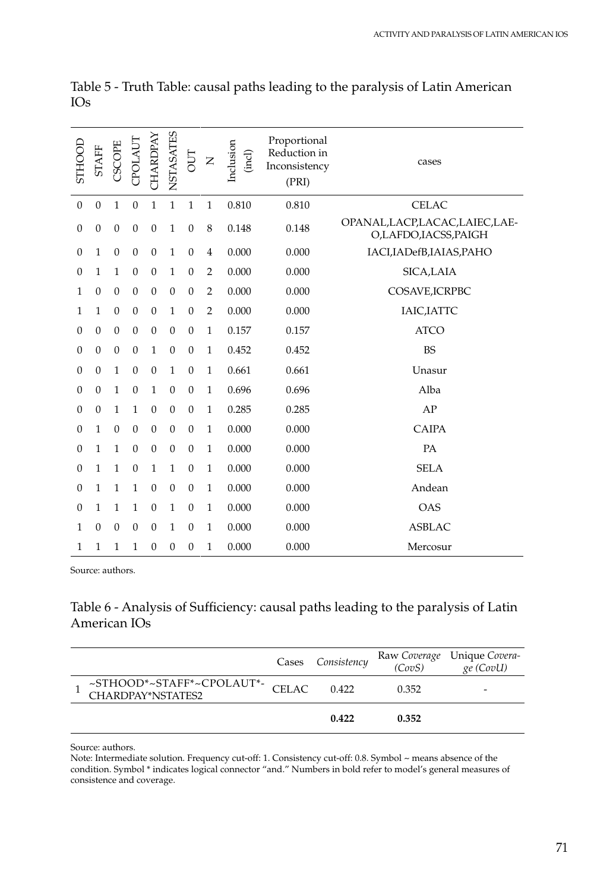Table 5 - Truth Table: causal paths leading to the paralysis of Latin American IOs

| STHOOD | STAFF | CSCOPE | CPOLAUT | CHARDPAY | NSTASATES | OUT | N | Inclusion (incl) | Proportional Reduction in Inconsistency (PRI) | cases |
|---|---|---|---|---|---|---|---|---|---|---|
| 0 | 0 | 1 | 0 | 1 | 1 | 1 | 1 | 0.810 | 0.810 | CELAC |
| 0 | 0 | 0 | 0 | 0 | 1 | 0 | 8 | 0.148 | 0.148 | OPANAL,LACP,LACAC,LAIEC,LAEO,LAFDO,IACSS,PAIGH |
| 0 | 1 | 0 | 0 | 0 | 1 | 0 | 4 | 0.000 | 0.000 | IACI,IADefB,IAIAS,PAHO |
| 0 | 1 | 1 | 0 | 0 | 1 | 0 | 2 | 0.000 | 0.000 | SICA,LAIA |
| 1 | 0 | 0 | 0 | 0 | 0 | 0 | 2 | 0.000 | 0.000 | COSAVE,ICRPBC |
| 1 | 1 | 0 | 0 | 0 | 1 | 0 | 2 | 0.000 | 0.000 | IAIC,IATTC |
| 0 | 0 | 0 | 0 | 0 | 0 | 0 | 1 | 0.157 | 0.157 | ATCO |
| 0 | 0 | 0 | 0 | 1 | 0 | 0 | 1 | 0.452 | 0.452 | BS |
| 0 | 0 | 1 | 0 | 0 | 1 | 0 | 1 | 0.661 | 0.661 | Unasur |
| 0 | 0 | 1 | 0 | 1 | 0 | 0 | 1 | 0.696 | 0.696 | Alba |
| 0 | 0 | 1 | 1 | 0 | 0 | 0 | 1 | 0.285 | 0.285 | AP |
| 0 | 1 | 0 | 0 | 0 | 0 | 0 | 1 | 0.000 | 0.000 | CAIPA |
| 0 | 1 | 1 | 0 | 0 | 0 | 0 | 1 | 0.000 | 0.000 | PA |
| 0 | 1 | 1 | 0 | 1 | 1 | 0 | 1 | 0.000 | 0.000 | SELA |
| 0 | 1 | 1 | 1 | 0 | 0 | 0 | 1 | 0.000 | 0.000 | Andean |
| 0 | 1 | 1 | 1 | 0 | 1 | 0 | 1 | 0.000 | 0.000 | OAS |
| 1 | 0 | 0 | 0 | 0 | 1 | 0 | 1 | 0.000 | 0.000 | ASBLAC |
| 1 | 1 | 1 | 1 | 0 | 0 | 0 | 1 | 0.000 | 0.000 | Mercosur |

Source: authors.

Table 6 - Analysis of Sufficiency: causal paths leading to the paralysis of Latin American IOs

| | | Cases | *Consistency* | Raw *Coverage (CovS)* | Unique *Coverage (CovU)* |
|---|---|---|---|---|---|
| 1 | ~STHOOD*~STAFF*~CPOLAUT*-CHARDPAY*NSTATES2 | CELAC | 0.422 | 0.352 | - |
| | | | **0.422** | **0.352** | |

Source: authors.

Note: Intermediate solution. Frequency cut-off: 1. Consistency cut-off: 0.8. Symbol ~ means absence of the condition. Symbol * indicates logical connector "and." Numbers in bold refer to model's general measures of consistence and coverage.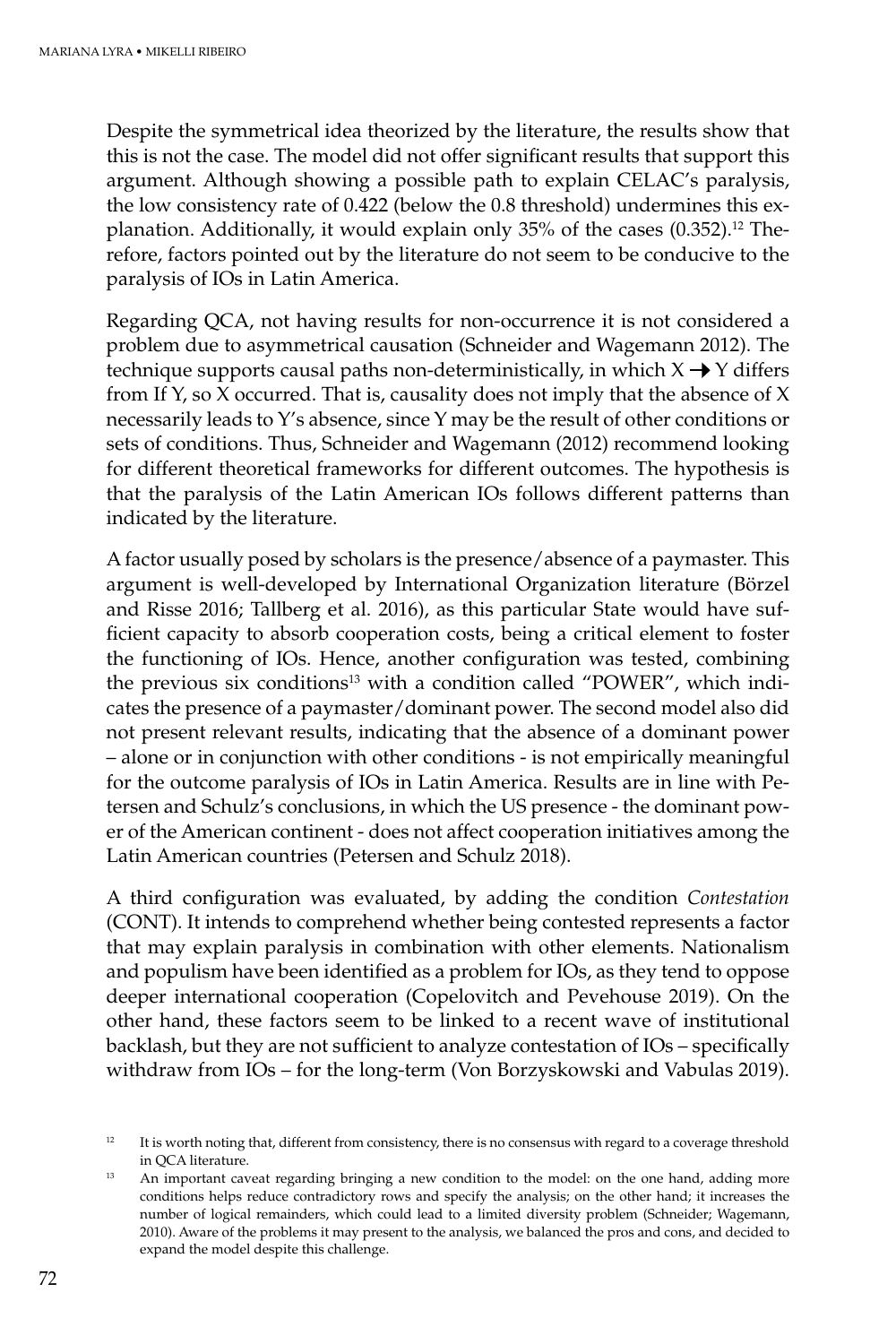Despite the symmetrical idea theorized by the literature, the results show that this is not the case. The model did not offer significant results that support this argument. Although showing a possible path to explain CELAC's paralysis, the low consistency rate of 0.422 (below the 0.8 threshold) undermines this explanation. Additionally, it would explain only 35% of the cases (0.352).[12] Therefore, factors pointed out by the literature do not seem to be conducive to the paralysis of IOs in Latin America.

Regarding QCA, not having results for non-occurrence it is not considered a problem due to asymmetrical causation (Schneider and Wagemann 2012). The technique supports causal paths non-deterministically, in which $X \rightarrow Y$ differs from If Y, so X occurred. That is, causality does not imply that the absence of X necessarily leads to Y's absence, since Y may be the result of other conditions or sets of conditions. Thus, Schneider and Wagemann (2012) recommend looking for different theoretical frameworks for different outcomes. The hypothesis is that the paralysis of the Latin American IOs follows different patterns than indicated by the literature.

A factor usually posed by scholars is the presence/absence of a paymaster. This argument is well-developed by International Organization literature (Börzel and Risse 2016; Tallberg et al. 2016), as this particular State would have sufficient capacity to absorb cooperation costs, being a critical element to foster the functioning of IOs. Hence, another configuration was tested, combining the previous six conditions[13] with a condition called "POWER", which indicates the presence of a paymaster/dominant power. The second model also did not present relevant results, indicating that the absence of a dominant power – alone or in conjunction with other conditions - is not empirically meaningful for the outcome paralysis of IOs in Latin America. Results are in line with Petersen and Schulz's conclusions, in which the US presence - the dominant power of the American continent - does not affect cooperation initiatives among the Latin American countries (Petersen and Schulz 2018).

A third configuration was evaluated, by adding the condition *Contestation* (CONT). It intends to comprehend whether being contested represents a factor that may explain paralysis in combination with other elements. Nationalism and populism have been identified as a problem for IOs, as they tend to oppose deeper international cooperation (Copelovitch and Pevehouse 2019). On the other hand, these factors seem to be linked to a recent wave of institutional backlash, but they are not sufficient to analyze contestation of IOs – specifically withdraw from IOs – for the long-term (Von Borzyskowski and Vabulas 2019).

[12] It is worth noting that, different from consistency, there is no consensus with regard to a coverage threshold in QCA literature.

[13] An important caveat regarding bringing a new condition to the model: on the one hand, adding more conditions helps reduce contradictory rows and specify the analysis; on the other hand; it increases the number of logical remainders, which could lead to a limited diversity problem (Schneider; Wagemann, 2010). Aware of the problems it may present to the analysis, we balanced the pros and cons, and decided to expand the model despite this challenge.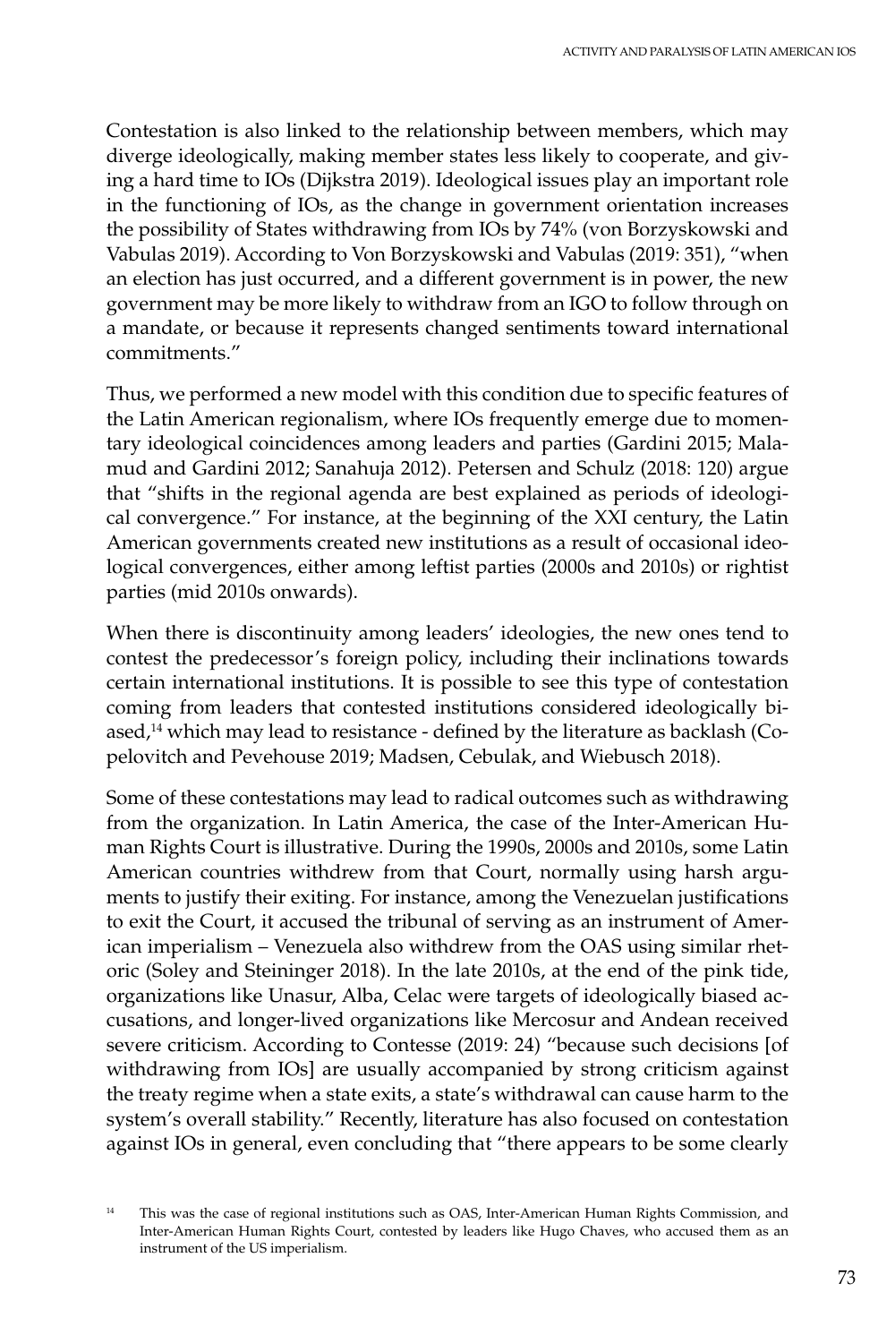Contestation is also linked to the relationship between members, which may diverge ideologically, making member states less likely to cooperate, and giving a hard time to IOs (Dijkstra 2019). Ideological issues play an important role in the functioning of IOs, as the change in government orientation increases the possibility of States withdrawing from IOs by 74% (von Borzyskowski and Vabulas 2019). According to Von Borzyskowski and Vabulas (2019: 351), "when an election has just occurred, and a different government is in power, the new government may be more likely to withdraw from an IGO to follow through on a mandate, or because it represents changed sentiments toward international commitments."

Thus, we performed a new model with this condition due to specific features of the Latin American regionalism, where IOs frequently emerge due to momentary ideological coincidences among leaders and parties (Gardini 2015; Malamud and Gardini 2012; Sanahuja 2012). Petersen and Schulz (2018: 120) argue that "shifts in the regional agenda are best explained as periods of ideological convergence." For instance, at the beginning of the XXI century, the Latin American governments created new institutions as a result of occasional ideological convergences, either among leftist parties (2000s and 2010s) or rightist parties (mid 2010s onwards).

When there is discontinuity among leaders' ideologies, the new ones tend to contest the predecessor's foreign policy, including their inclinations towards certain international institutions. It is possible to see this type of contestation coming from leaders that contested institutions considered ideologically biased,[14] which may lead to resistance - defined by the literature as backlash (Copelovitch and Pevehouse 2019; Madsen, Cebulak, and Wiebusch 2018).

Some of these contestations may lead to radical outcomes such as withdrawing from the organization. In Latin America, the case of the Inter-American Human Rights Court is illustrative. During the 1990s, 2000s and 2010s, some Latin American countries withdrew from that Court, normally using harsh arguments to justify their exiting. For instance, among the Venezuelan justifications to exit the Court, it accused the tribunal of serving as an instrument of American imperialism – Venezuela also withdrew from the OAS using similar rhetoric (Soley and Steininger 2018). In the late 2010s, at the end of the pink tide, organizations like Unasur, Alba, Celac were targets of ideologically biased accusations, and longer-lived organizations like Mercosur and Andean received severe criticism. According to Contesse (2019: 24) "because such decisions [of withdrawing from IOs] are usually accompanied by strong criticism against the treaty regime when a state exits, a state's withdrawal can cause harm to the system's overall stability." Recently, literature has also focused on contestation against IOs in general, even concluding that "there appears to be some clearly

[14] This was the case of regional institutions such as OAS, Inter-American Human Rights Commission, and Inter-American Human Rights Court, contested by leaders like Hugo Chaves, who accused them as an instrument of the US imperialism.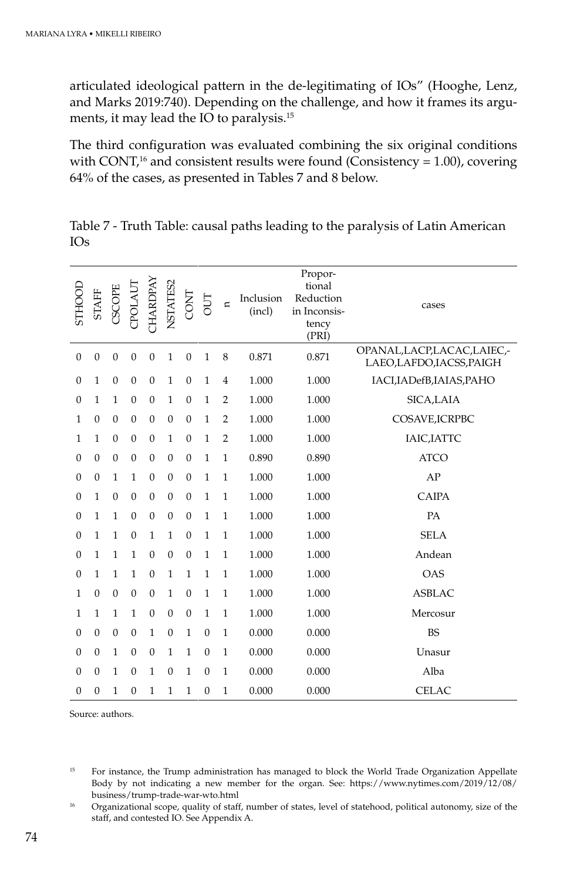articulated ideological pattern in the de-legitimating of IOs" (Hooghe, Lenz, and Marks 2019:740). Depending on the challenge, and how it frames its arguments, it may lead the IO to paralysis.[15]

The third configuration was evaluated combining the six original conditions with CONT,[16] and consistent results were found (Consistency = 1.00), covering 64% of the cases, as presented in Tables 7 and 8 below.

Table 7 - Truth Table: causal paths leading to the paralysis of Latin American IOs

| STHOOD | STAFF | CSCOPE | CPOLAUT | CHARDPAY | NSTATES2 | CONT | OUT | n | Inclusion (incl) | Proportional Reduction in Inconsistency (PRI) | cases |
|---|---|---|---|---|---|---|---|---|---|---|---|
| 0 | 0 | 0 | 0 | 0 | 1 | 0 | 1 | 8 | 0.871 | 0.871 | OPANAL,LACP,LACAC,LAIEC,-LAEO,LAFDO,IACSS,PAIGH |
| 0 | 1 | 0 | 0 | 0 | 1 | 0 | 1 | 4 | 1.000 | 1.000 | IACI,IADefB,IAIAS,PAHO |
| 0 | 1 | 1 | 0 | 0 | 1 | 0 | 1 | 2 | 1.000 | 1.000 | SICA,LAIA |
| 1 | 0 | 0 | 0 | 0 | 0 | 0 | 1 | 2 | 1.000 | 1.000 | COSAVE,ICRPBC |
| 1 | 1 | 0 | 0 | 0 | 1 | 0 | 1 | 2 | 1.000 | 1.000 | IAIC,IATTC |
| 0 | 0 | 0 | 0 | 0 | 0 | 0 | 1 | 1 | 0.890 | 0.890 | ATCO |
| 0 | 0 | 1 | 1 | 0 | 0 | 0 | 1 | 1 | 1.000 | 1.000 | AP |
| 0 | 1 | 0 | 0 | 0 | 0 | 0 | 1 | 1 | 1.000 | 1.000 | CAIPA |
| 0 | 1 | 1 | 0 | 0 | 0 | 0 | 1 | 1 | 1.000 | 1.000 | PA |
| 0 | 1 | 1 | 0 | 1 | 1 | 0 | 1 | 1 | 1.000 | 1.000 | SELA |
| 0 | 1 | 1 | 1 | 0 | 0 | 0 | 1 | 1 | 1.000 | 1.000 | Andean |
| 0 | 1 | 1 | 1 | 0 | 1 | 1 | 1 | 1 | 1.000 | 1.000 | OAS |
| 1 | 0 | 0 | 0 | 0 | 1 | 0 | 1 | 1 | 1.000 | 1.000 | ASBLAC |
| 1 | 1 | 1 | 1 | 0 | 0 | 0 | 1 | 1 | 1.000 | 1.000 | Mercosur |
| 0 | 0 | 0 | 0 | 1 | 0 | 1 | 0 | 1 | 0.000 | 0.000 | BS |
| 0 | 0 | 1 | 0 | 0 | 1 | 1 | 0 | 1 | 0.000 | 0.000 | Unasur |
| 0 | 0 | 1 | 0 | 1 | 0 | 1 | 0 | 1 | 0.000 | 0.000 | Alba |
| 0 | 0 | 1 | 0 | 1 | 1 | 1 | 0 | 1 | 0.000 | 0.000 | CELAC |

Source: authors.

[15] For instance, the Trump administration has managed to block the World Trade Organization Appellate Body by not indicating a new member for the organ. See: https://www.nytimes.com/2019/12/08/business/trump-trade-war-wto.html

[16] Organizational scope, quality of staff, number of states, level of statehood, political autonomy, size of the staff, and contested IO. See Appendix A.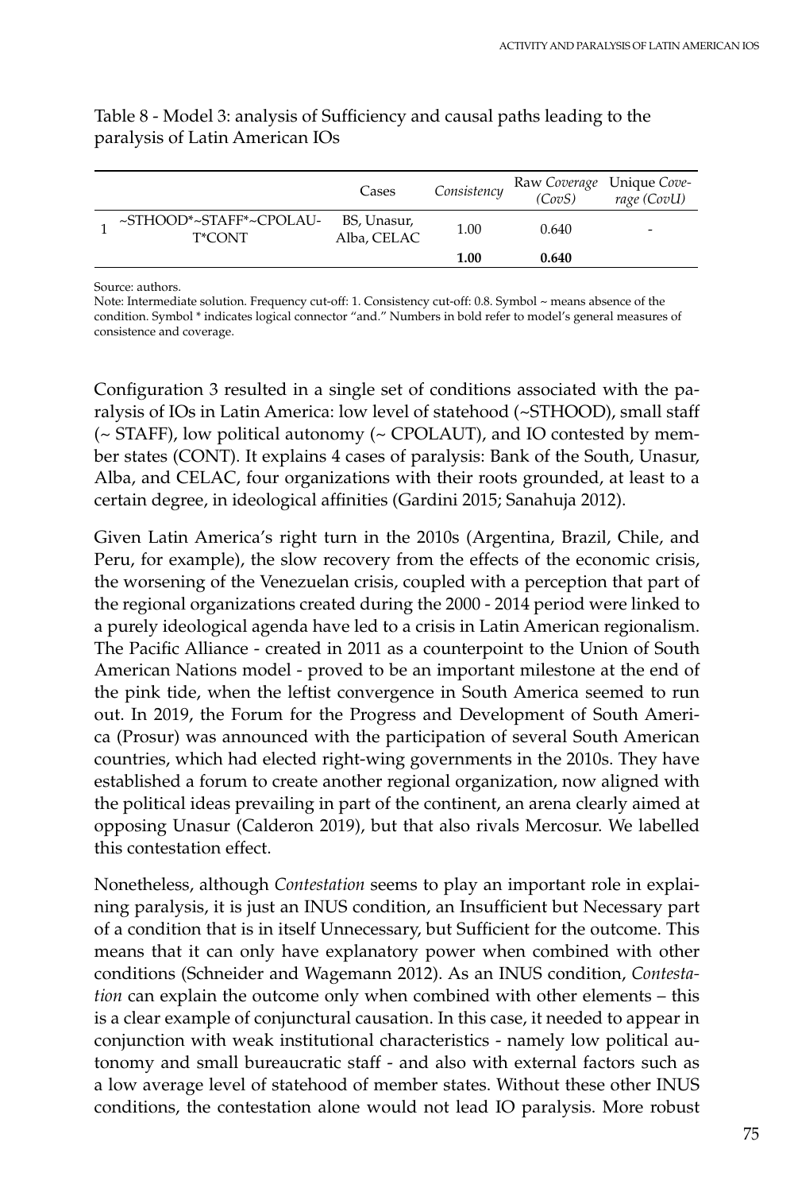Table 8 - Model 3: analysis of Sufficiency and causal paths leading to the paralysis of Latin American IOs

| | | Cases | *Consistency* | Raw *Coverage (CovS)* | Unique *Coverage (CovU)* |
|---|---|---|---|---|---|
| 1 | ~STHOOD*~STAFF*~CPOLAUT*CONT | BS, Unasur, Alba, CELAC | 1.00 | 0.640 | - |
| | | | **1.00** | **0.640** | |

Source: authors.
Note: Intermediate solution. Frequency cut-off: 1. Consistency cut-off: 0.8. Symbol ~ means absence of the condition. Symbol * indicates logical connector "and." Numbers in bold refer to model's general measures of consistence and coverage.

Configuration 3 resulted in a single set of conditions associated with the paralysis of IOs in Latin America: low level of statehood (~STHOOD), small staff (~ STAFF), low political autonomy (~ CPOLAUT), and IO contested by member states (CONT). It explains 4 cases of paralysis: Bank of the South, Unasur, Alba, and CELAC, four organizations with their roots grounded, at least to a certain degree, in ideological affinities (Gardini 2015; Sanahuja 2012).

Given Latin America's right turn in the 2010s (Argentina, Brazil, Chile, and Peru, for example), the slow recovery from the effects of the economic crisis, the worsening of the Venezuelan crisis, coupled with a perception that part of the regional organizations created during the 2000 - 2014 period were linked to a purely ideological agenda have led to a crisis in Latin American regionalism. The Pacific Alliance - created in 2011 as a counterpoint to the Union of South American Nations model - proved to be an important milestone at the end of the pink tide, when the leftist convergence in South America seemed to run out. In 2019, the Forum for the Progress and Development of South America (Prosur) was announced with the participation of several South American countries, which had elected right-wing governments in the 2010s. They have established a forum to create another regional organization, now aligned with the political ideas prevailing in part of the continent, an arena clearly aimed at opposing Unasur (Calderon 2019), but that also rivals Mercosur. We labelled this contestation effect.

Nonetheless, although *Contestation* seems to play an important role in explaining paralysis, it is just an INUS condition, an Insufficient but Necessary part of a condition that is in itself Unnecessary, but Sufficient for the outcome. This means that it can only have explanatory power when combined with other conditions (Schneider and Wagemann 2012). As an INUS condition, *Contestation* can explain the outcome only when combined with other elements – this is a clear example of conjunctural causation. In this case, it needed to appear in conjunction with weak institutional characteristics - namely low political autonomy and small bureaucratic staff - and also with external factors such as a low average level of statehood of member states. Without these other INUS conditions, the contestation alone would not lead IO paralysis. More robust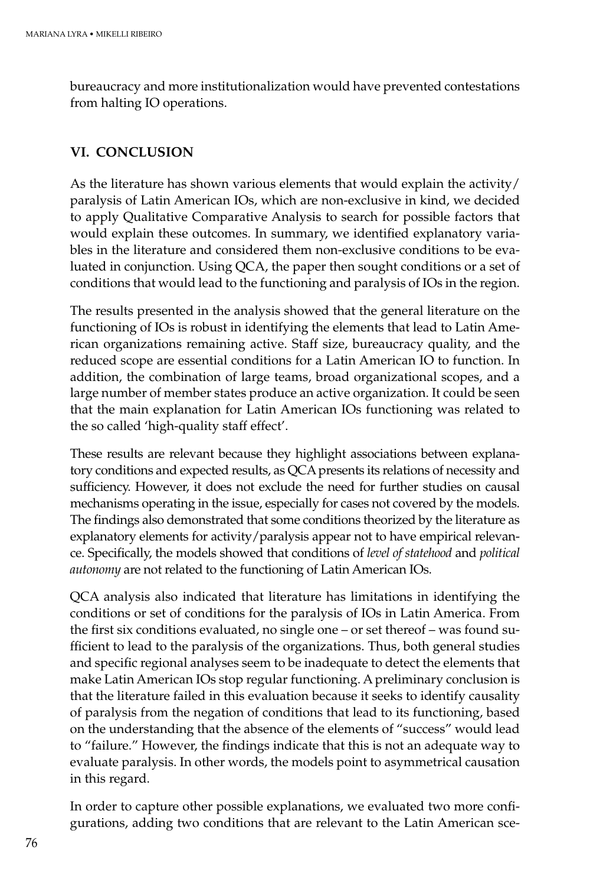bureaucracy and more institutionalization would have prevented contestations from halting IO operations.

## VI. CONCLUSION

As the literature has shown various elements that would explain the activity/paralysis of Latin American IOs, which are non-exclusive in kind, we decided to apply Qualitative Comparative Analysis to search for possible factors that would explain these outcomes. In summary, we identified explanatory variables in the literature and considered them non-exclusive conditions to be evaluated in conjunction. Using QCA, the paper then sought conditions or a set of conditions that would lead to the functioning and paralysis of IOs in the region.

The results presented in the analysis showed that the general literature on the functioning of IOs is robust in identifying the elements that lead to Latin American organizations remaining active. Staff size, bureaucracy quality, and the reduced scope are essential conditions for a Latin American IO to function. In addition, the combination of large teams, broad organizational scopes, and a large number of member states produce an active organization. It could be seen that the main explanation for Latin American IOs functioning was related to the so called 'high-quality staff effect'.

These results are relevant because they highlight associations between explanatory conditions and expected results, as QCA presents its relations of necessity and sufficiency. However, it does not exclude the need for further studies on causal mechanisms operating in the issue, especially for cases not covered by the models. The findings also demonstrated that some conditions theorized by the literature as explanatory elements for activity/paralysis appear not to have empirical relevance. Specifically, the models showed that conditions of *level of statehood* and *political autonomy* are not related to the functioning of Latin American IOs.

QCA analysis also indicated that literature has limitations in identifying the conditions or set of conditions for the paralysis of IOs in Latin America. From the first six conditions evaluated, no single one – or set thereof – was found sufficient to lead to the paralysis of the organizations. Thus, both general studies and specific regional analyses seem to be inadequate to detect the elements that make Latin American IOs stop regular functioning. A preliminary conclusion is that the literature failed in this evaluation because it seeks to identify causality of paralysis from the negation of conditions that lead to its functioning, based on the understanding that the absence of the elements of "success" would lead to "failure." However, the findings indicate that this is not an adequate way to evaluate paralysis. In other words, the models point to asymmetrical causation in this regard.

In order to capture other possible explanations, we evaluated two more configurations, adding two conditions that are relevant to the Latin American sce-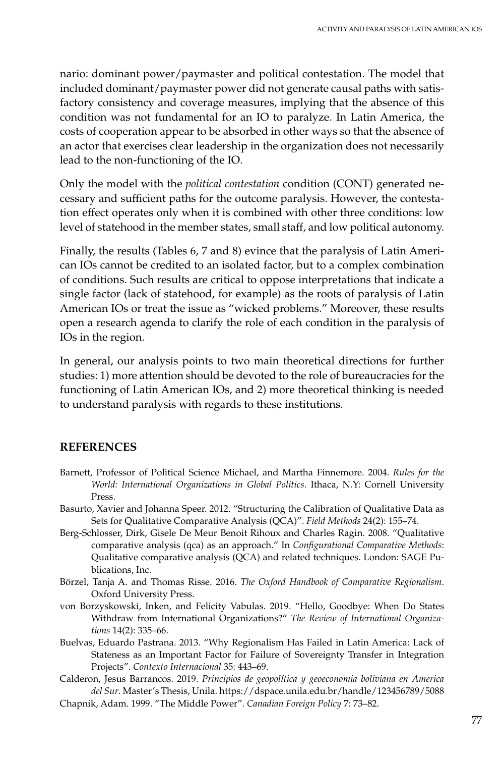nario: dominant power/paymaster and political contestation. The model that included dominant/paymaster power did not generate causal paths with satisfactory consistency and coverage measures, implying that the absence of this condition was not fundamental for an IO to paralyze. In Latin America, the costs of cooperation appear to be absorbed in other ways so that the absence of an actor that exercises clear leadership in the organization does not necessarily lead to the non-functioning of the IO.

Only the model with the *political contestation* condition (CONT) generated necessary and sufficient paths for the outcome paralysis. However, the contestation effect operates only when it is combined with other three conditions: low level of statehood in the member states, small staff, and low political autonomy.

Finally, the results (Tables 6, 7 and 8) evince that the paralysis of Latin American IOs cannot be credited to an isolated factor, but to a complex combination of conditions. Such results are critical to oppose interpretations that indicate a single factor (lack of statehood, for example) as the roots of paralysis of Latin American IOs or treat the issue as "wicked problems." Moreover, these results open a research agenda to clarify the role of each condition in the paralysis of IOs in the region.

In general, our analysis points to two main theoretical directions for further studies: 1) more attention should be devoted to the role of bureaucracies for the functioning of Latin American IOs, and 2) more theoretical thinking is needed to understand paralysis with regards to these institutions.

## REFERENCES

Barnett, Professor of Political Science Michael, and Martha Finnemore. 2004. *Rules for the World: International Organizations in Global Politics*. Ithaca, N.Y: Cornell University Press.

Basurto, Xavier and Johanna Speer. 2012. "Structuring the Calibration of Qualitative Data as Sets for Qualitative Comparative Analysis (QCA)". *Field Methods* 24(2): 155–74.

Berg-Schlosser, Dirk, Gisele De Meur Benoit Rihoux and Charles Ragin. 2008. "Qualitative comparative analysis (qca) as an approach." In *Configurational Comparative Methods*: Qualitative comparative analysis (QCA) and related techniques. London: SAGE Publications, Inc.

Börzel, Tanja A. and Thomas Risse. 2016. *The Oxford Handbook of Comparative Regionalism*. Oxford University Press.

von Borzyskowski, Inken, and Felicity Vabulas. 2019. "Hello, Goodbye: When Do States Withdraw from International Organizations?" *The Review of International Organizations* 14(2): 335–66.

Buelvas, Eduardo Pastrana. 2013. "Why Regionalism Has Failed in Latin America: Lack of Stateness as an Important Factor for Failure of Sovereignty Transfer in Integration Projects". *Contexto Internacional* 35: 443–69.

Calderon, Jesus Barrancos. 2019. *Principios de geopolítica y geoeconomia boliviana en America del Sur*. Master's Thesis, Unila. https://dspace.unila.edu.br/handle/123456789/5088

Chapnik, Adam. 1999. "The Middle Power". *Canadian Foreign Policy* 7: 73–82.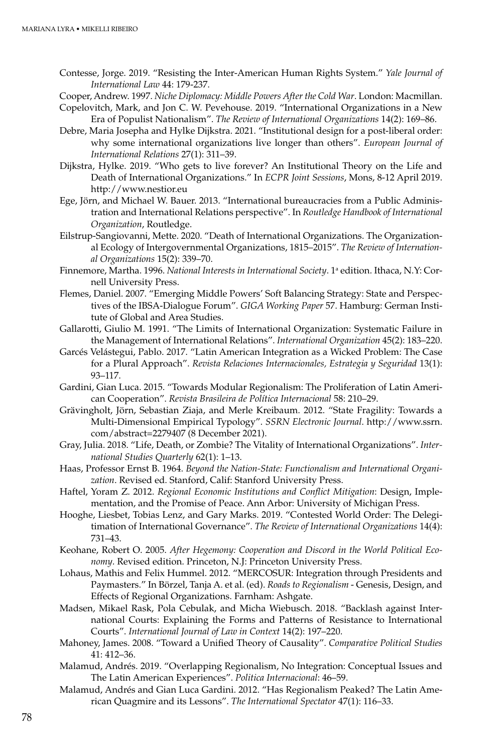Contesse, Jorge. 2019. "Resisting the Inter-American Human Rights System." *Yale Journal of International Law* 44: 179-237.

Cooper, Andrew. 1997. *Niche Diplomacy: Middle Powers After the Cold War*. London: Macmillan.

Copelovitch, Mark, and Jon C. W. Pevehouse. 2019. "International Organizations in a New Era of Populist Nationalism". *The Review of International Organizations* 14(2): 169–86.

Debre, Maria Josepha and Hylke Dijkstra. 2021. "Institutional design for a post-liberal order: why some international organizations live longer than others". *European Journal of International Relations* 27(1): 311–39.

Dijkstra, Hylke. 2019. "Who gets to live forever? An Institutional Theory on the Life and Death of International Organizations." In *ECPR Joint Sessions*, Mons, 8-12 April 2019. http://www.nestior.eu

Ege, Jörn, and Michael W. Bauer. 2013. "International bureaucracies from a Public Administration and International Relations perspective". In *Routledge Handbook of International Organization*, Routledge.

Eilstrup-Sangiovanni, Mette. 2020. "Death of International Organizations. The Organizational Ecology of Intergovernmental Organizations, 1815–2015". *The Review of International Organizations* 15(2): 339–70.

Finnemore, Martha. 1996. *National Interests in International Society*. 1ª edition. Ithaca, N.Y: Cornell University Press.

Flemes, Daniel. 2007. "Emerging Middle Powers' Soft Balancing Strategy: State and Perspectives of the IBSA-Dialogue Forum". *GIGA Working Paper* 57. Hamburg: German Institute of Global and Area Studies.

Gallarotti, Giulio M. 1991. "The Limits of International Organization: Systematic Failure in the Management of International Relations". *International Organization* 45(2): 183–220.

Garcés Velástegui, Pablo. 2017. "Latin American Integration as a Wicked Problem: The Case for a Plural Approach". *Revista Relaciones Internacionales, Estrategia y Seguridad* 13(1): 93–117.

Gardini, Gian Luca. 2015. "Towards Modular Regionalism: The Proliferation of Latin American Cooperation". *Revista Brasileira de Política Internacional* 58: 210–29.

Grävingholt, Jörn, Sebastian Ziaja, and Merle Kreibaum. 2012. "State Fragility: Towards a Multi-Dimensional Empirical Typology". *SSRN Electronic Journal*. http://www.ssrn.com/abstract=2279407 (8 December 2021).

Gray, Julia. 2018. "Life, Death, or Zombie? The Vitality of International Organizations". *International Studies Quarterly* 62(1): 1–13.

Haas, Professor Ernst B. 1964. *Beyond the Nation-State: Functionalism and International Organization*. Revised ed. Stanford, Calif: Stanford University Press.

Haftel, Yoram Z. 2012. *Regional Economic Institutions and Conflict Mitigation*: Design, Implementation, and the Promise of Peace. Ann Arbor: University of Michigan Press.

Hooghe, Liesbet, Tobias Lenz, and Gary Marks. 2019. "Contested World Order: The Delegitimation of International Governance". *The Review of International Organizations* 14(4): 731–43.

Keohane, Robert O. 2005. *After Hegemony: Cooperation and Discord in the World Political Economy*. Revised edition. Princeton, N.J: Princeton University Press.

Lohaus, Mathis and Felix Hummel. 2012. "MERCOSUR: Integration through Presidents and Paymasters." In Börzel, Tanja A. et al. (ed). *Roads to Regionalism* - Genesis, Design, and Effects of Regional Organizations. Farnham: Ashgate.

Madsen, Mikael Rask, Pola Cebulak, and Micha Wiebusch. 2018. "Backlash against International Courts: Explaining the Forms and Patterns of Resistance to International Courts". *International Journal of Law in Context* 14(2): 197–220.

Mahoney, James. 2008. "Toward a Unified Theory of Causality". *Comparative Political Studies* 41: 412–36.

Malamud, Andrés. 2019. "Overlapping Regionalism, No Integration: Conceptual Issues and The Latin American Experiences". *Politica Internacional*: 46–59.

Malamud, Andrés and Gian Luca Gardini. 2012. "Has Regionalism Peaked? The Latin American Quagmire and its Lessons". *The International Spectator* 47(1): 116–33.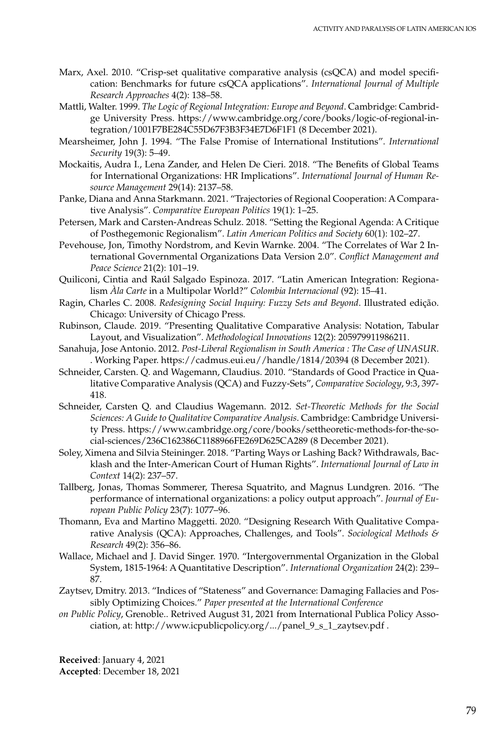Marx, Axel. 2010. "Crisp-set qualitative comparative analysis (csQCA) and model specification: Benchmarks for future csQCA applications". *International Journal of Multiple Research Approaches* 4(2): 138–58.

Mattli, Walter. 1999. *The Logic of Regional Integration: Europe and Beyond*. Cambridge: Cambridge University Press. https://www.cambridge.org/core/books/logic-of-regional-integration/1001F7BE284C55D67F3B3F34E7D6F1F1 (8 December 2021).

Mearsheimer, John J. 1994. "The False Promise of International Institutions". *International Security* 19(3): 5–49.

Mockaitis, Audra I., Lena Zander, and Helen De Cieri. 2018. "The Benefits of Global Teams for International Organizations: HR Implications". *International Journal of Human Resource Management* 29(14): 2137–58.

Panke, Diana and Anna Starkmann. 2021. "Trajectories of Regional Cooperation: A Comparative Analysis". *Comparative European Politics* 19(1): 1–25.

Petersen, Mark and Carsten-Andreas Schulz. 2018. "Setting the Regional Agenda: A Critique of Posthegemonic Regionalism". *Latin American Politics and Society* 60(1): 102–27.

Pevehouse, Jon, Timothy Nordstrom, and Kevin Warnke. 2004. "The Correlates of War 2 International Governmental Organizations Data Version 2.0". *Conflict Management and Peace Science* 21(2): 101–19.

Quiliconi, Cintia and Raúl Salgado Espinoza. 2017. "Latin American Integration: Regionalism *Àla Carte* in a Multipolar World?" *Colombia Internacional* (92): 15–41.

Ragin, Charles C. 2008. *Redesigning Social Inquiry: Fuzzy Sets and Beyond*. Illustrated edição. Chicago: University of Chicago Press.

Rubinson, Claude. 2019. "Presenting Qualitative Comparative Analysis: Notation, Tabular Layout, and Visualization". *Methodological Innovations* 12(2): 205979911986211.

Sanahuja, Jose Antonio. 2012. *Post-Liberal Regionalism in South America : The Case of UNASUR*. . Working Paper. https://cadmus.eui.eu//handle/1814/20394 (8 December 2021).

Schneider, Carsten. Q. and Wagemann, Claudius. 2010. "Standards of Good Practice in Qualitative Comparative Analysis (QCA) and Fuzzy-Sets", *Comparative Sociology*, 9:3, 397-418.

Schneider, Carsten Q. and Claudius Wagemann. 2012. *Set-Theoretic Methods for the Social Sciences: A Guide to Qualitative Comparative Analysis*. Cambridge: Cambridge University Press. https://www.cambridge.org/core/books/settheoretic-methods-for-the-social-sciences/236C162386C1188966FE269D625CA289 (8 December 2021).

Soley, Ximena and Silvia Steininger. 2018. "Parting Ways or Lashing Back? Withdrawals, Backlash and the Inter-American Court of Human Rights". *International Journal of Law in Context* 14(2): 237–57.

Tallberg, Jonas, Thomas Sommerer, Theresa Squatrito, and Magnus Lundgren. 2016. "The performance of international organizations: a policy output approach". *Journal of European Public Policy* 23(7): 1077–96.

Thomann, Eva and Martino Maggetti. 2020. "Designing Research With Qualitative Comparative Analysis (QCA): Approaches, Challenges, and Tools". *Sociological Methods & Research* 49(2): 356–86.

Wallace, Michael and J. David Singer. 1970. "Intergovernmental Organization in the Global System, 1815-1964: A Quantitative Description". *International Organization* 24(2): 239–87.

Zaytsev, Dmitry. 2013. "Indices of "Stateness" and Governance: Damaging Fallacies and Possibly Optimizing Choices." *Paper presented at the International Conference on Public Policy*, Grenoble.. Retrived August 31, 2021 from International Publica Policy Association, at: http://www.icpublicpolicy.org/.../panel_9_s_1_zaytsev.pdf .

**Received**: January 4, 2021
**Accepted**: December 18, 2021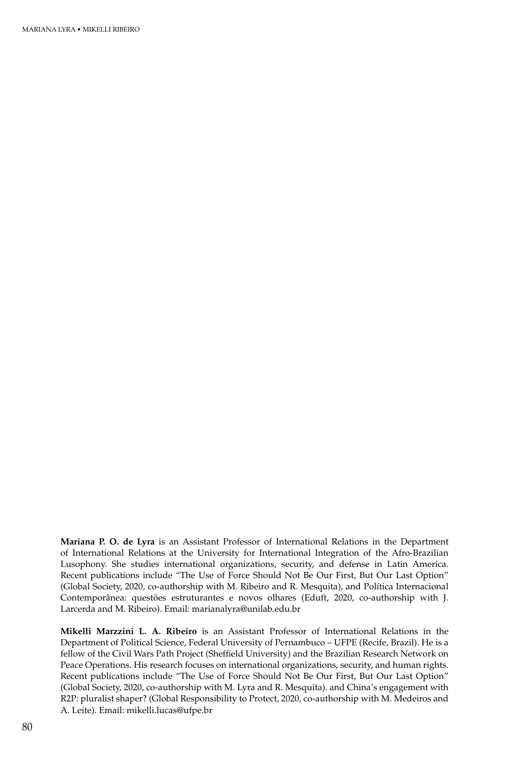**Mariana P. O. de Lyra** is an Assistant Professor of International Relations in the Department of International Relations at the University for International Integration of the Afro-Brazilian Lusophony. She studies international organizations, security, and defense in Latin America. Recent publications include "The Use of Force Should Not Be Our First, But Our Last Option" (Global Society, 2020, co-authorship with M. Ribeiro and R. Mesquita), and Política Internacional Contemporânea: questões estruturantes e novos olhares (Eduft, 2020, co-authorship with J. Larcerda and M. Ribeiro). Email: marianalyra@unilab.edu.br

**Mikelli Marzzini L. A. Ribeiro** is an Assistant Professor of International Relations in the Department of Political Science, Federal University of Pernambuco – UFPE (Recife, Brazil). He is a fellow of the Civil Wars Path Project (Sheffield University) and the Brazilian Research Network on Peace Operations. His research focuses on international organizations, security, and human rights. Recent publications include "The Use of Force Should Not Be Our First, But Our Last Option" (Global Society, 2020, co-authorship with M. Lyra and R. Mesquita). and China's engagement with R2P: pluralist shaper? (Global Responsibility to Protect, 2020, co-authorship with M. Medeiros and A. Leite). Email: mikelli.lucas@ufpe.br